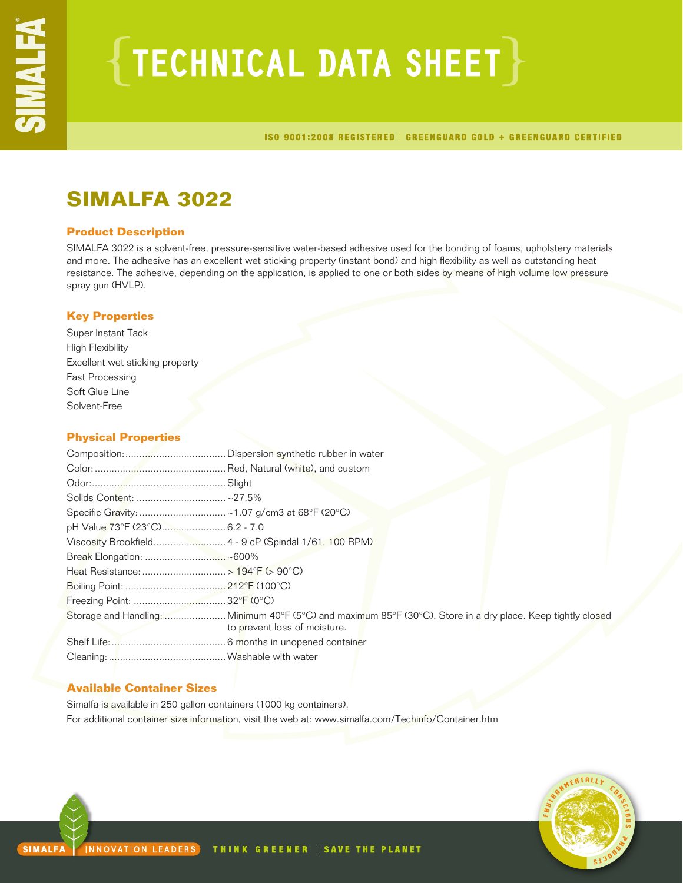# TECHNICAL DATA SHEET

ISO 9001:2008 REGISTERED | GREENGUARD GOLD + GREENGUARD CERTIFIED

## SIMALFA 3022

### Product Description

SIMALFA 3022 is a solvent-free, pressure-sensitive water-based adhesive used for the bonding of foams, upholstery materials and more. The adhesive has an excellent wet sticking property (instant bond) and high flexibility as well as outstanding heat resistance. The adhesive, depending on the application, is applied to one or both sides by means of high volume low pressure spray gun (HVLP).

### Key Properties

Super Instant Tack
High Flexibility
Excellent wet sticking property
Fast Processing
Soft Glue Line
Solvent-Free

### Physical Properties

| Property | Value |
| --- | --- |
| Composition: | Dispersion synthetic rubber in water |
| Color: | Red, Natural (white), and custom |
| Odor: | Slight |
| Solids Content: | ~27.5% |
| Specific Gravity: | ~1.07 g/cm3 at 68°F (20°C) |
| pH Value 73°F (23°C) | 6.2 - 7.0 |
| Viscosity Brookfield | 4 - 9 cP (Spindal 1/61, 100 RPM) |
| Break Elongation: | ~600% |
| Heat Resistance: | > 194°F (> 90°C) |
| Boiling Point: | 212°F (100°C) |
| Freezing Point: | 32°F (0°C) |
| Storage and Handling: | Minimum 40°F (5°C) and maximum 85°F (30°C). Store in a dry place. Keep tightly closed to prevent loss of moisture. |
| Shelf Life: | 6 months in unopened container |
| Cleaning: | Washable with water |

### Available Container Sizes

Simalfa is available in 250 gallon containers (1000 kg containers).
For additional container size information, visit the web at: www.simalfa.com/Techinfo/Container.htm

SIMALFA | INNOVATION LEADERS THINK GREENER | SAVE THE PLANET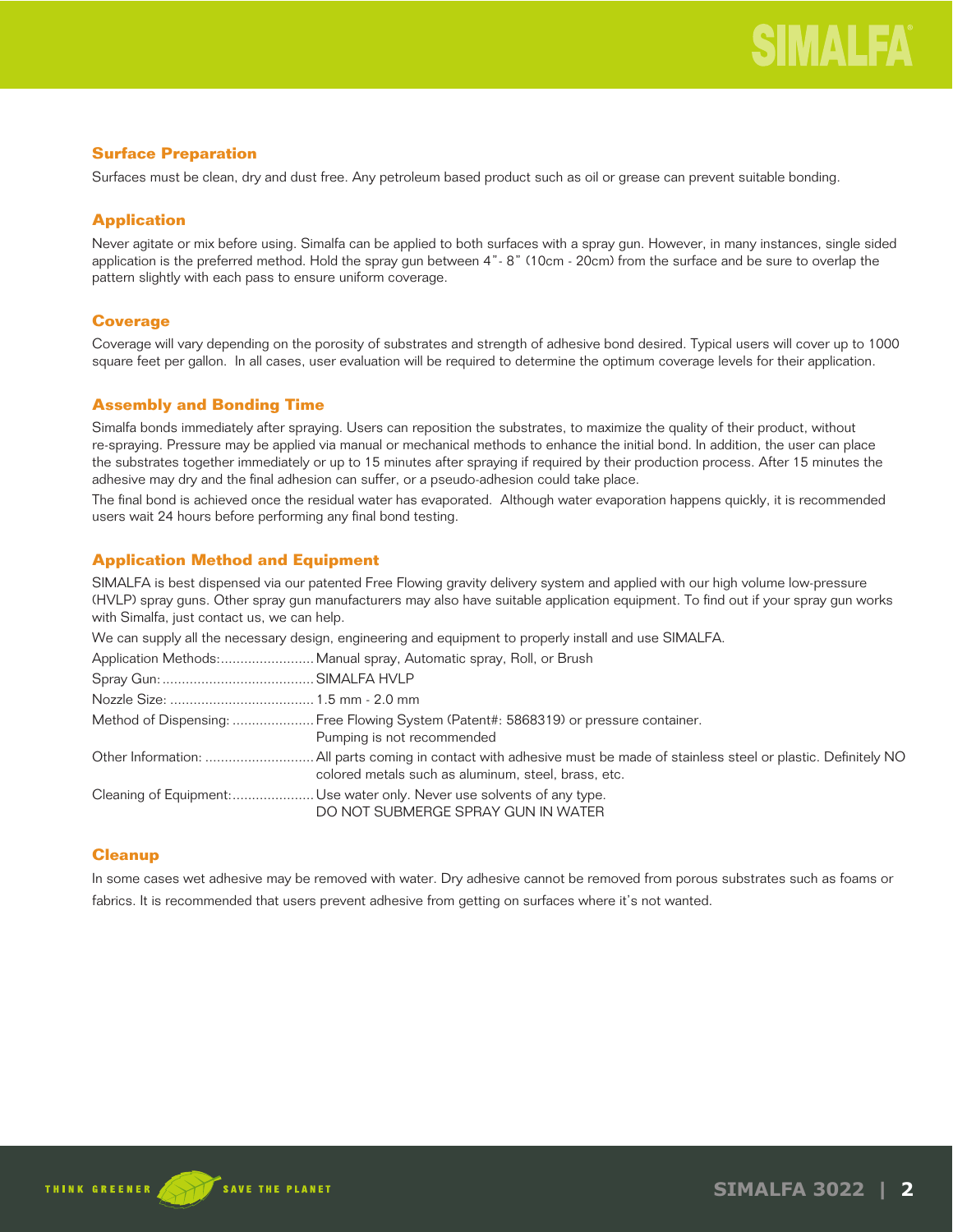## Surface Preparation

Surfaces must be clean, dry and dust free. Any petroleum based product such as oil or grease can prevent suitable bonding.

## Application

Never agitate or mix before using. Simalfa can be applied to both surfaces with a spray gun. However, in many instances, single sided application is the preferred method. Hold the spray gun between 4"- 8" (10cm - 20cm) from the surface and be sure to overlap the pattern slightly with each pass to ensure uniform coverage.

## Coverage

Coverage will vary depending on the porosity of substrates and strength of adhesive bond desired. Typical users will cover up to 1000 square feet per gallon. In all cases, user evaluation will be required to determine the optimum coverage levels for their application.

## Assembly and Bonding Time

Simalfa bonds immediately after spraying. Users can reposition the substrates, to maximize the quality of their product, without re-spraying. Pressure may be applied via manual or mechanical methods to enhance the initial bond. In addition, the user can place the substrates together immediately or up to 15 minutes after spraying if required by their production process. After 15 minutes the adhesive may dry and the final adhesion can suffer, or a pseudo-adhesion could take place.

The final bond is achieved once the residual water has evaporated. Although water evaporation happens quickly, it is recommended users wait 24 hours before performing any final bond testing.

## Application Method and Equipment

SIMALFA is best dispensed via our patented Free Flowing gravity delivery system and applied with our high volume low-pressure (HVLP) spray guns. Other spray gun manufacturers may also have suitable application equipment. To find out if your spray gun works with Simalfa, just contact us, we can help.

We can supply all the necessary design, engineering and equipment to properly install and use SIMALFA.

| | |
|---|---|
| Application Methods: | Manual spray, Automatic spray, Roll, or Brush |
| Spray Gun: | SIMALFA HVLP |
| Nozzle Size: | 1.5 mm - 2.0 mm |
| Method of Dispensing: | Free Flowing System (Patent#: 5868319) or pressure container. Pumping is not recommended |
| Other Information: | All parts coming in contact with adhesive must be made of stainless steel or plastic. Definitely NO colored metals such as aluminum, steel, brass, etc. |
| Cleaning of Equipment: | Use water only. Never use solvents of any type. DO NOT SUBMERGE SPRAY GUN IN WATER |

## Cleanup

In some cases wet adhesive may be removed with water. Dry adhesive cannot be removed from porous substrates such as foams or fabrics. It is recommended that users prevent adhesive from getting on surfaces where it's not wanted.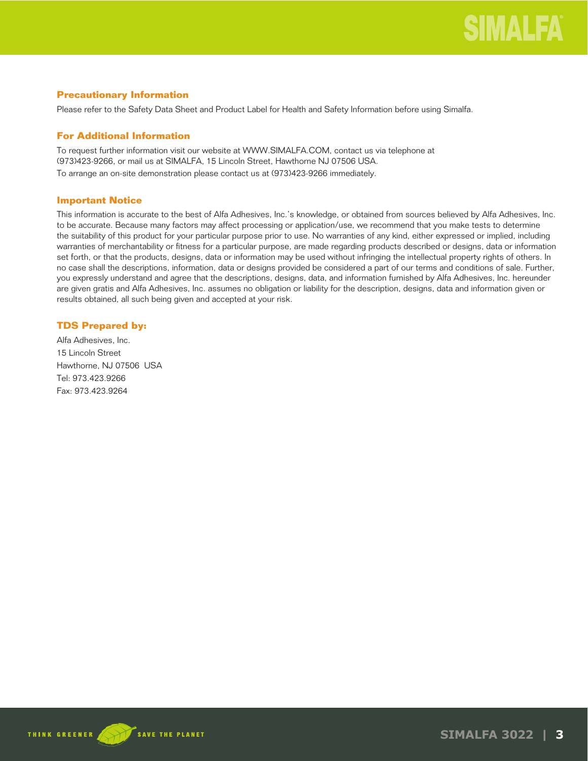## Precautionary Information

Please refer to the Safety Data Sheet and Product Label for Health and Safety Information before using Simalfa.

## For Additional Information

To request further information visit our website at WWW.SIMALFA.COM, contact us via telephone at (973)423-9266, or mail us at SIMALFA, 15 Lincoln Street, Hawthorne NJ 07506 USA.
To arrange an on-site demonstration please contact us at (973)423-9266 immediately.

## Important Notice

This information is accurate to the best of Alfa Adhesives, Inc.'s knowledge, or obtained from sources believed by Alfa Adhesives, Inc. to be accurate. Because many factors may affect processing or application/use, we recommend that you make tests to determine the suitability of this product for your particular purpose prior to use. No warranties of any kind, either expressed or implied, including warranties of merchantability or fitness for a particular purpose, are made regarding products described or designs, data or information set forth, or that the products, designs, data or information may be used without infringing the intellectual property rights of others. In no case shall the descriptions, information, data or designs provided be considered a part of our terms and conditions of sale. Further, you expressly understand and agree that the descriptions, designs, data, and information furnished by Alfa Adhesives, Inc. hereunder are given gratis and Alfa Adhesives, Inc. assumes no obligation or liability for the description, designs, data and information given or results obtained, all such being given and accepted at your risk.

## TDS Prepared by:

Alfa Adhesives, Inc.
15 Lincoln Street
Hawthorne, NJ 07506 USA
Tel: 973.423.9266
Fax: 973.423.9264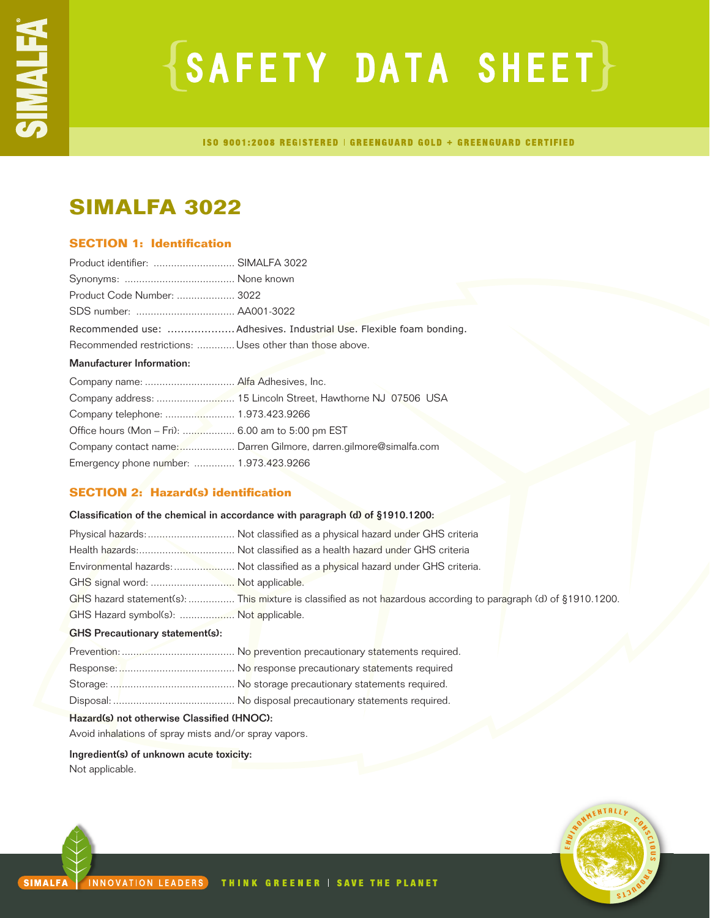# SAFETY DATA SHEET

ISO 9001:2008 REGISTERED | GREENGUARD GOLD + GREENGUARD CERTIFIED

## SIMALFA 3022

### SECTION 1: Identification

Product identifier: ............................ SIMALFA 3022
Synonyms: ...................................... None known
Product Code Number: .................... 3022
SDS number: .................................. AA001-3022
Recommended use: .................... Adhesives. Industrial Use. Flexible foam bonding.
Recommended restrictions: ............. Uses other than those above.

**Manufacturer Information:**

Company name: ............................... Alfa Adhesives, Inc.
Company address: ........................... 15 Lincoln Street, Hawthorne NJ 07506 USA
Company telephone: ........................ 1.973.423.9266
Office hours (Mon – Fri): .................. 6.00 am to 5:00 pm EST
Company contact name:.................... Darren Gilmore, darren.gilmore@simalfa.com
Emergency phone number: .............. 1.973.423.9266

### SECTION 2: Hazard(s) identification

**Classification of the chemical in accordance with paragraph (d) of §1910.1200:**

Physical hazards:.............................. Not classified as a physical hazard under GHS criteria
Health hazards:................................. Not classified as a health hazard under GHS criteria
Environmental hazards:..................... Not classified as a physical hazard under GHS criteria.
GHS signal word: ............................. Not applicable.
GHS hazard statement(s): ................ This mixture is classified as not hazardous according to paragraph (d) of §1910.1200.
GHS Hazard symbol(s): .................. Not applicable.

**GHS Precautionary statement(s):**

Prevention:....................................... No prevention precautionary statements required.
Response:........................................ No response precautionary statements required
Storage: ........................................... No storage precautionary statements required.
Disposal: .......................................... No disposal precautionary statements required.

**Hazard(s) not otherwise Classified (HNOC):**

Avoid inhalations of spray mists and/or spray vapors.

**Ingredient(s) of unknown acute toxicity:**

Not applicable.

SIMALFA | INNOVATION LEADERS THINK GREENER | SAVE THE PLANET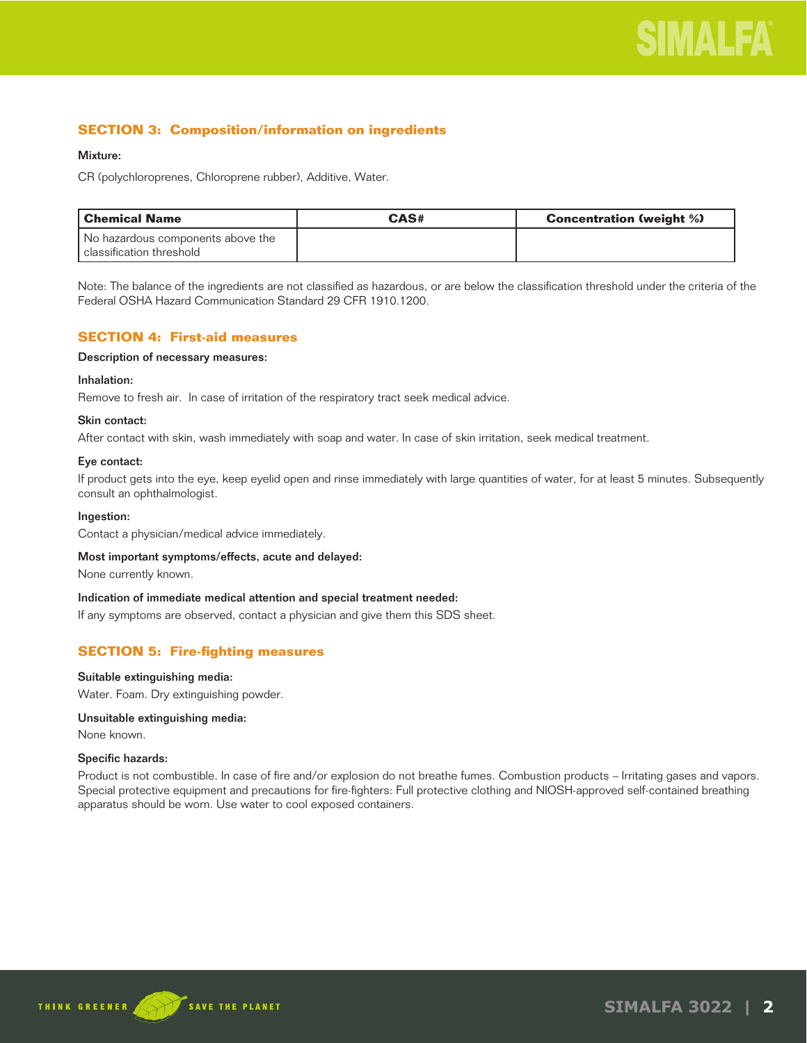## SECTION 3: Composition/information on ingredients

**Mixture:**

CR (polychloroprenes, Chloroprene rubber), Additive, Water.

| Chemical Name | CAS# | Concentration (weight %) |
|---|---|---|
| No hazardous components above the classification threshold | | |

Note: The balance of the ingredients are not classified as hazardous, or are below the classification threshold under the criteria of the Federal OSHA Hazard Communication Standard 29 CFR 1910.1200.

## SECTION 4: First-aid measures

**Description of necessary measures:**

**Inhalation:**

Remove to fresh air. In case of irritation of the respiratory tract seek medical advice.

**Skin contact:**

After contact with skin, wash immediately with soap and water. In case of skin irritation, seek medical treatment.

**Eye contact:**

If product gets into the eye, keep eyelid open and rinse immediately with large quantities of water, for at least 5 minutes. Subsequently consult an ophthalmologist.

**Ingestion:**

Contact a physician/medical advice immediately.

**Most important symptoms/effects, acute and delayed:**

None currently known.

**Indication of immediate medical attention and special treatment needed:**

If any symptoms are observed, contact a physician and give them this SDS sheet.

## SECTION 5: Fire-fighting measures

**Suitable extinguishing media:**

Water. Foam. Dry extinguishing powder.

**Unsuitable extinguishing media:**

None known.

**Specific hazards:**

Product is not combustible. In case of fire and/or explosion do not breathe fumes. Combustion products – Irritating gases and vapors. Special protective equipment and precautions for fire-fighters: Full protective clothing and NIOSH-approved self-contained breathing apparatus should be worn. Use water to cool exposed containers.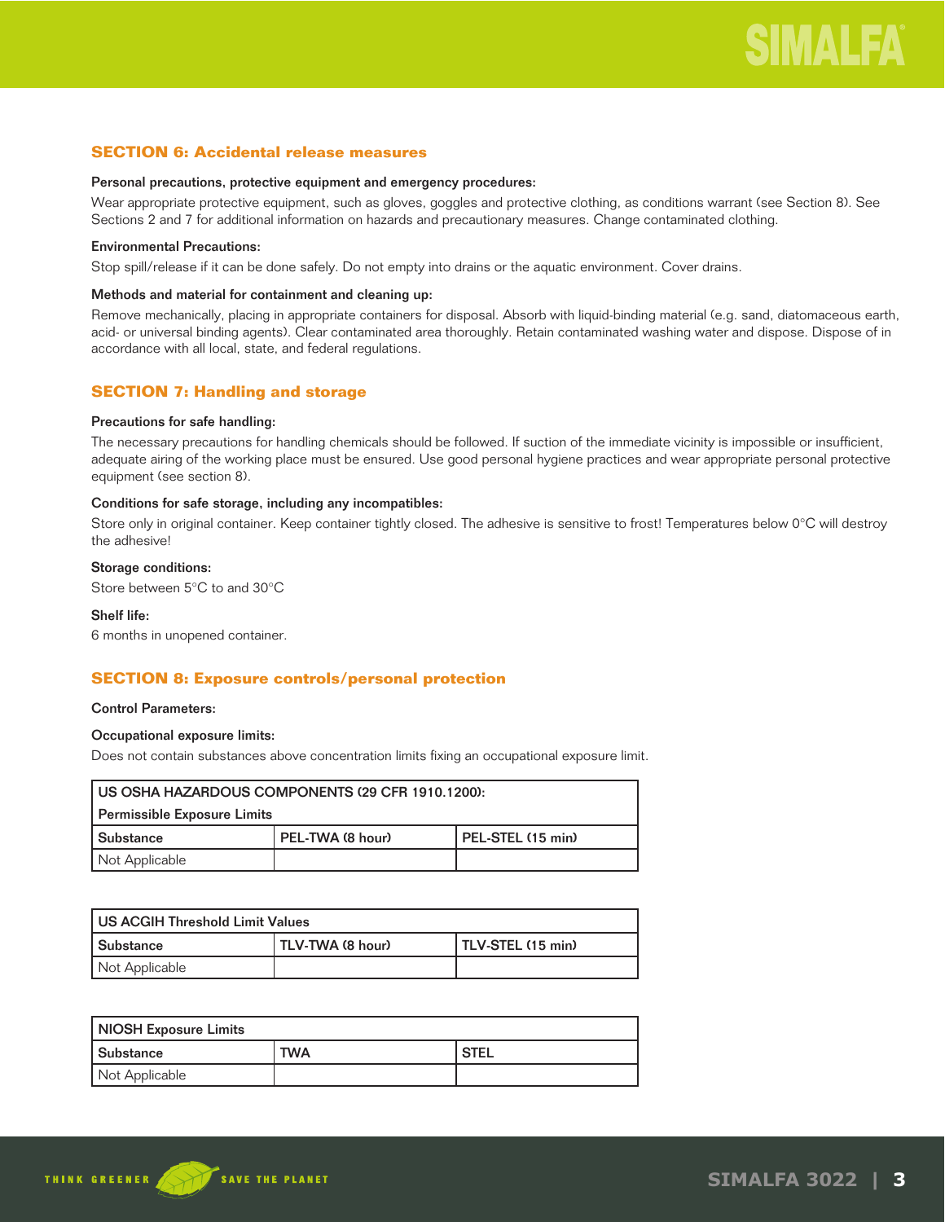## SECTION 6: Accidental release measures

**Personal precautions, protective equipment and emergency procedures:**

Wear appropriate protective equipment, such as gloves, goggles and protective clothing, as conditions warrant (see Section 8). See Sections 2 and 7 for additional information on hazards and precautionary measures. Change contaminated clothing.

**Environmental Precautions:**

Stop spill/release if it can be done safely. Do not empty into drains or the aquatic environment. Cover drains.

**Methods and material for containment and cleaning up:**

Remove mechanically, placing in appropriate containers for disposal. Absorb with liquid-binding material (e.g. sand, diatomaceous earth, acid- or universal binding agents). Clear contaminated area thoroughly. Retain contaminated washing water and dispose. Dispose of in accordance with all local, state, and federal regulations.

## SECTION 7: Handling and storage

**Precautions for safe handling:**

The necessary precautions for handling chemicals should be followed. If suction of the immediate vicinity is impossible or insufficient, adequate airing of the working place must be ensured. Use good personal hygiene practices and wear appropriate personal protective equipment (see section 8).

**Conditions for safe storage, including any incompatibles:**

Store only in original container. Keep container tightly closed. The adhesive is sensitive to frost! Temperatures below 0°C will destroy the adhesive!

**Storage conditions:**

Store between 5°C to and 30°C

**Shelf life:**

6 months in unopened container.

## SECTION 8: Exposure controls/personal protection

**Control Parameters:**

**Occupational exposure limits:**

Does not contain substances above concentration limits fixing an occupational exposure limit.

| US OSHA HAZARDOUS COMPONENTS (29 CFR 1910.1200): Permissible Exposure Limits | | |
|---|---|---|
| Substance | PEL-TWA (8 hour) | PEL-STEL (15 min) |
| Not Applicable | | |

| US ACGIH Threshold Limit Values | | |
|---|---|---|
| Substance | TLV-TWA (8 hour) | TLV-STEL (15 min) |
| Not Applicable | | |

| NIOSH Exposure Limits | | |
|---|---|---|
| Substance | TWA | STEL |
| Not Applicable | | |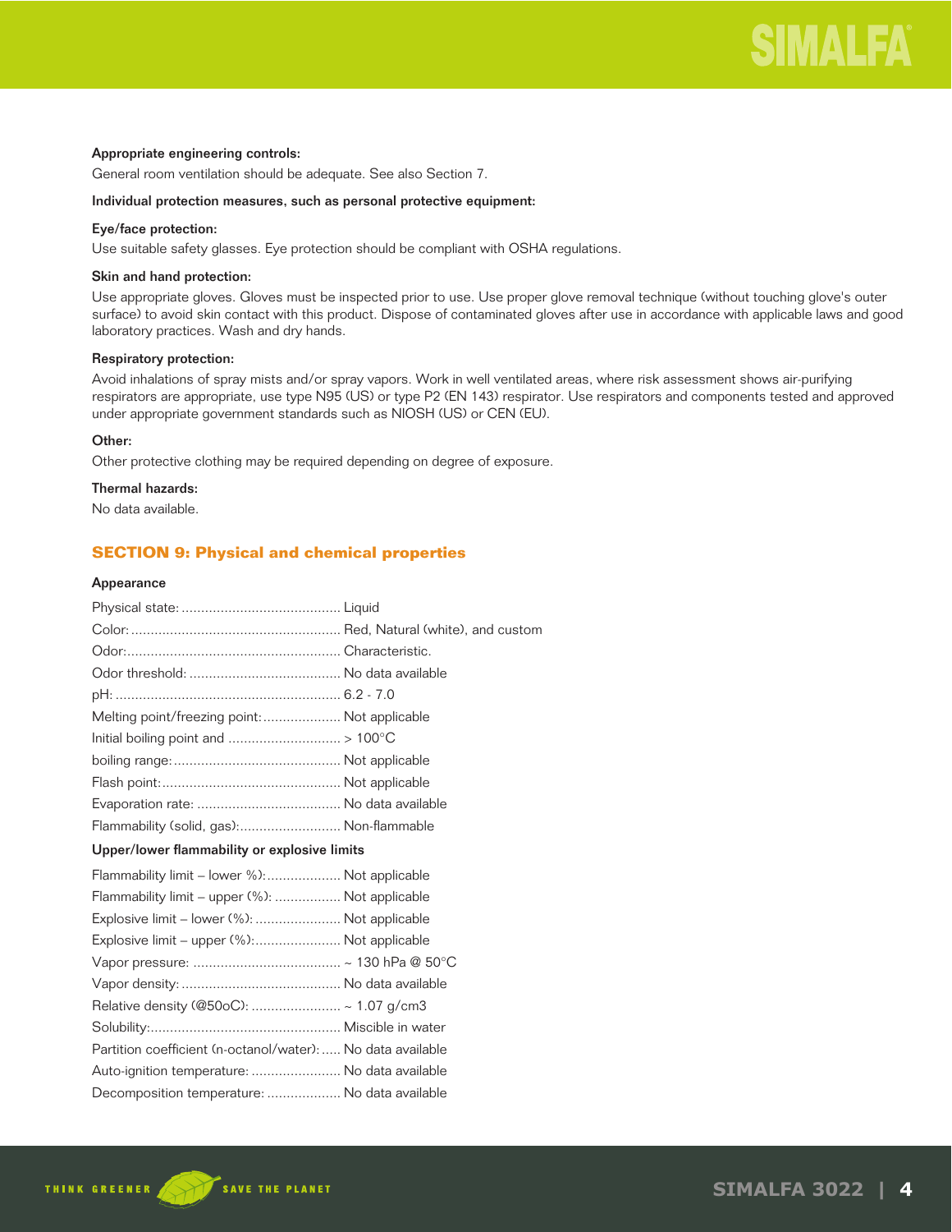**Appropriate engineering controls:**

General room ventilation should be adequate. See also Section 7.

**Individual protection measures, such as personal protective equipment:**

**Eye/face protection:**

Use suitable safety glasses. Eye protection should be compliant with OSHA regulations.

**Skin and hand protection:**

Use appropriate gloves. Gloves must be inspected prior to use. Use proper glove removal technique (without touching glove's outer surface) to avoid skin contact with this product. Dispose of contaminated gloves after use in accordance with applicable laws and good laboratory practices. Wash and dry hands.

**Respiratory protection:**

Avoid inhalations of spray mists and/or spray vapors. Work in well ventilated areas, where risk assessment shows air-purifying respirators are appropriate, use type N95 (US) or type P2 (EN 143) respirator. Use respirators and components tested and approved under appropriate government standards such as NIOSH (US) or CEN (EU).

**Other:**

Other protective clothing may be required depending on degree of exposure.

**Thermal hazards:**

No data available.

## SECTION 9: Physical and chemical properties

**Appearance**

Physical state: ........................................ Liquid

Color: ........................................ Red, Natural (white), and custom

Odor: ........................................ Characteristic.

Odor threshold: ........................................ No data available

pH: ........................................ 6.2 - 7.0

Melting point/freezing point: .................... Not applicable

Initial boiling point and ............................ > 100°C

boiling range: ........................................ Not applicable

Flash point: ........................................ Not applicable

Evaporation rate: .................................... No data available

Flammability (solid, gas): .......................... Non-flammable

**Upper/lower flammability or explosive limits**

Flammability limit – lower %): ................... Not applicable

Flammability limit – upper (%): ................. Not applicable

Explosive limit – lower (%): ...................... Not applicable

Explosive limit – upper (%): ...................... Not applicable

Vapor pressure: ...................................... ~ 130 hPa @ 50°C

Vapor density: ........................................ No data available

Relative density (@50oC): ....................... ~ 1.07 g/cm3

Solubility: ........................................ Miscible in water

Partition coefficient (n-octanol/water): ..... No data available

Auto-ignition temperature: ....................... No data available

Decomposition temperature: ................... No data available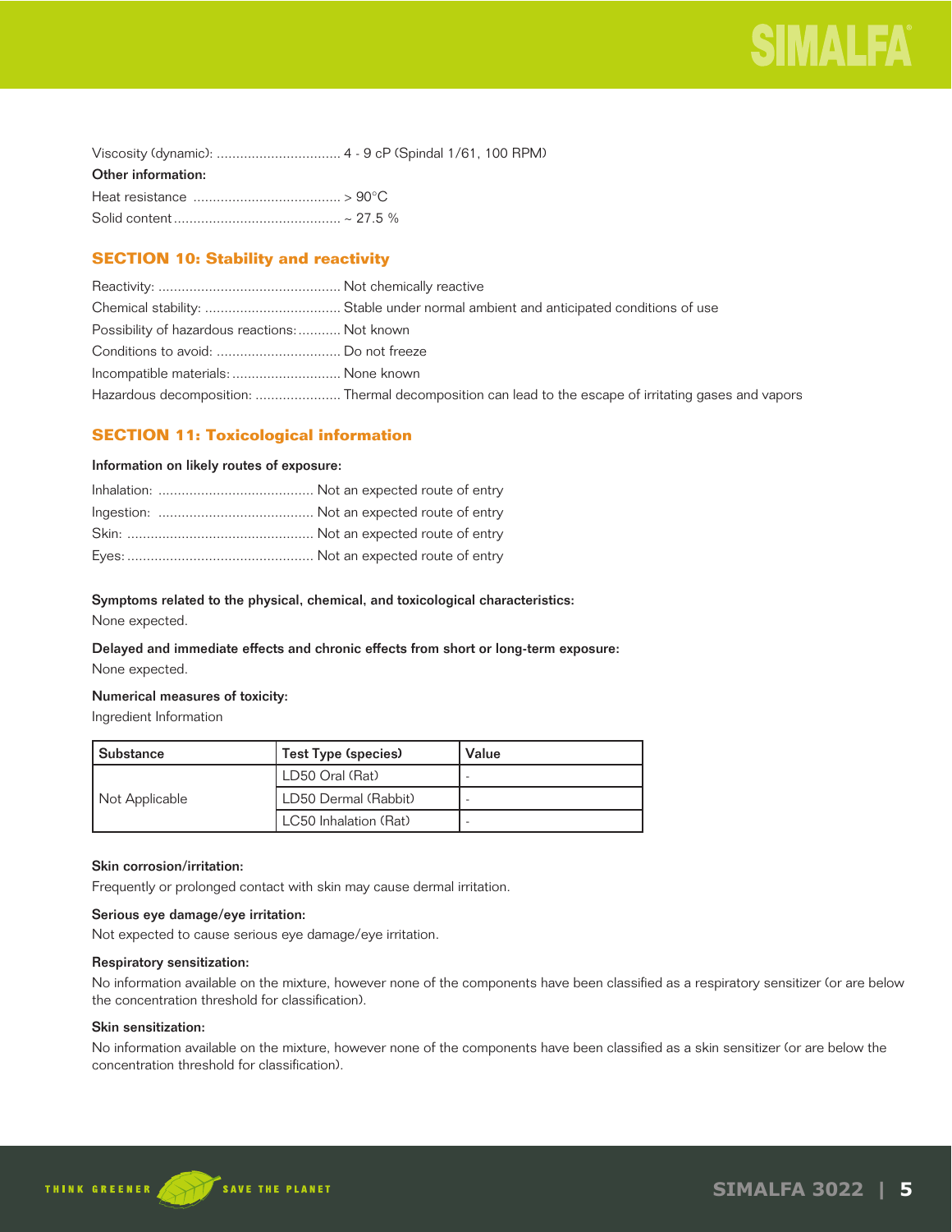Viscosity (dynamic): ................................ 4 - 9 cP (Spindal 1/61, 100 RPM)

**Other information:**

Heat resistance ...................................... > 90°C

Solid content ........................................... ~ 27.5 %

## SECTION 10: Stability and reactivity

Reactivity: ............................................... Not chemically reactive

Chemical stability: ................................... Stable under normal ambient and anticipated conditions of use

Possibility of hazardous reactions: ........... Not known

Conditions to avoid: ................................ Do not freeze

Incompatible materials: ............................ None known

Hazardous decomposition: ...................... Thermal decomposition can lead to the escape of irritating gases and vapors

## SECTION 11: Toxicological information

**Information on likely routes of exposure:**

Inhalation: ........................................ Not an expected route of entry

Ingestion: ........................................ Not an expected route of entry

Skin: ................................................ Not an expected route of entry

Eyes: ................................................ Not an expected route of entry

**Symptoms related to the physical, chemical, and toxicological characteristics:**

None expected.

**Delayed and immediate effects and chronic effects from short or long-term exposure:**

None expected.

**Numerical measures of toxicity:**

Ingredient Information

| Substance | Test Type (species) | Value |
|---|---|---|
| Not Applicable | LD50 Oral (Rat) | - |
| | LD50 Dermal (Rabbit) | - |
| | LC50 Inhalation (Rat) | - |

**Skin corrosion/irritation:**

Frequently or prolonged contact with skin may cause dermal irritation.

**Serious eye damage/eye irritation:**

Not expected to cause serious eye damage/eye irritation.

**Respiratory sensitization:**

No information available on the mixture, however none of the components have been classified as a respiratory sensitizer (or are below the concentration threshold for classification).

**Skin sensitization:**

No information available on the mixture, however none of the components have been classified as a skin sensitizer (or are below the concentration threshold for classification).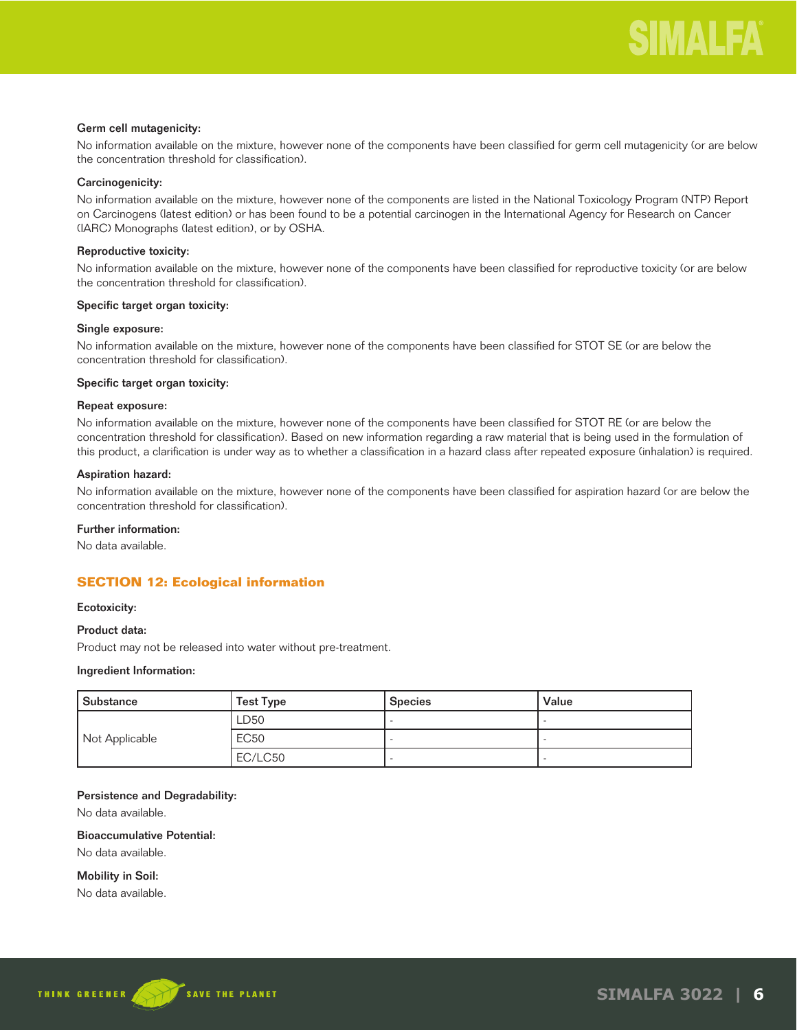**Germ cell mutagenicity:**

No information available on the mixture, however none of the components have been classified for germ cell mutagenicity (or are below the concentration threshold for classification).

**Carcinogenicity:**

No information available on the mixture, however none of the components are listed in the National Toxicology Program (NTP) Report on Carcinogens (latest edition) or has been found to be a potential carcinogen in the International Agency for Research on Cancer (IARC) Monographs (latest edition), or by OSHA.

**Reproductive toxicity:**

No information available on the mixture, however none of the components have been classified for reproductive toxicity (or are below the concentration threshold for classification).

**Specific target organ toxicity:**

**Single exposure:**

No information available on the mixture, however none of the components have been classified for STOT SE (or are below the concentration threshold for classification).

**Specific target organ toxicity:**

**Repeat exposure:**

No information available on the mixture, however none of the components have been classified for STOT RE (or are below the concentration threshold for classification). Based on new information regarding a raw material that is being used in the formulation of this product, a clarification is under way as to whether a classification in a hazard class after repeated exposure (inhalation) is required.

**Aspiration hazard:**

No information available on the mixture, however none of the components have been classified for aspiration hazard (or are below the concentration threshold for classification).

**Further information:**

No data available.

## SECTION 12: Ecological information

**Ecotoxicity:**

**Product data:**

Product may not be released into water without pre-treatment.

**Ingredient Information:**

| Substance | Test Type | Species | Value |
|---|---|---|---|
| Not Applicable | LD50 | - | - |
| | EC50 | - | - |
| | EC/LC50 | - | - |

**Persistence and Degradability:**

No data available.

**Bioaccumulative Potential:**

No data available.

**Mobility in Soil:**

No data available.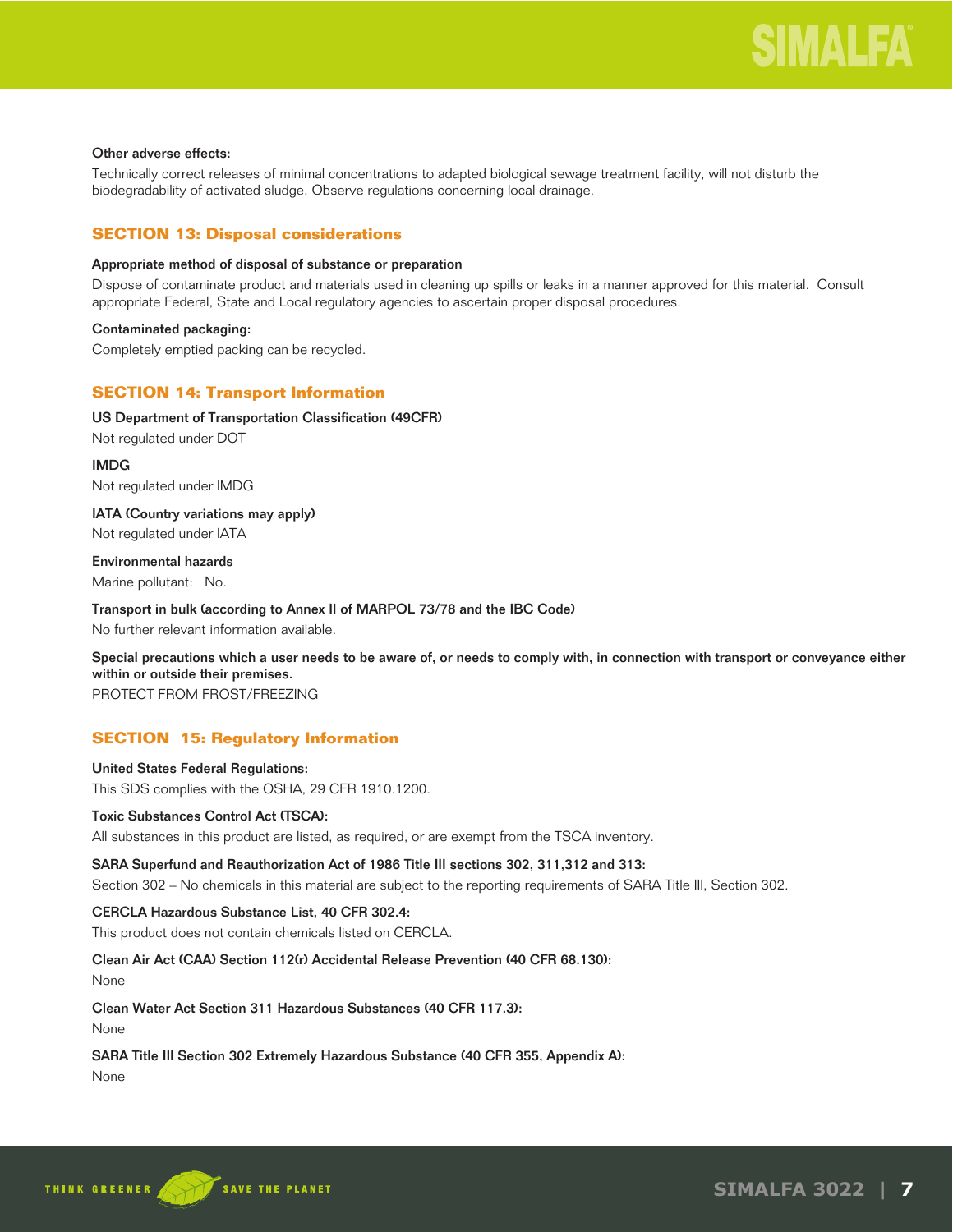**Other adverse effects:**

Technically correct releases of minimal concentrations to adapted biological sewage treatment facility, will not disturb the biodegradability of activated sludge. Observe regulations concerning local drainage.

## SECTION 13: Disposal considerations

**Appropriate method of disposal of substance or preparation**

Dispose of contaminate product and materials used in cleaning up spills or leaks in a manner approved for this material. Consult appropriate Federal, State and Local regulatory agencies to ascertain proper disposal procedures.

**Contaminated packaging:**

Completely emptied packing can be recycled.

## SECTION 14: Transport Information

**US Department of Transportation Classification (49CFR)**

Not regulated under DOT

**IMDG**

Not regulated under IMDG

**IATA (Country variations may apply)**

Not regulated under IATA

**Environmental hazards**

Marine pollutant: No.

**Transport in bulk (according to Annex II of MARPOL 73/78 and the IBC Code)**

No further relevant information available.

**Special precautions which a user needs to be aware of, or needs to comply with, in connection with transport or conveyance either within or outside their premises.**

PROTECT FROM FROST/FREEZING

## SECTION 15: Regulatory Information

**United States Federal Regulations:**

This SDS complies with the OSHA, 29 CFR 1910.1200.

**Toxic Substances Control Act (TSCA):**

All substances in this product are listed, as required, or are exempt from the TSCA inventory.

**SARA Superfund and Reauthorization Act of 1986 Title III sections 302, 311,312 and 313:**

Section 302 – No chemicals in this material are subject to the reporting requirements of SARA Title III, Section 302.

**CERCLA Hazardous Substance List, 40 CFR 302.4:**

This product does not contain chemicals listed on CERCLA.

**Clean Air Act (CAA) Section 112(r) Accidental Release Prevention (40 CFR 68.130):**

None

**Clean Water Act Section 311 Hazardous Substances (40 CFR 117.3):**

None

**SARA Title III Section 302 Extremely Hazardous Substance (40 CFR 355, Appendix A):**

None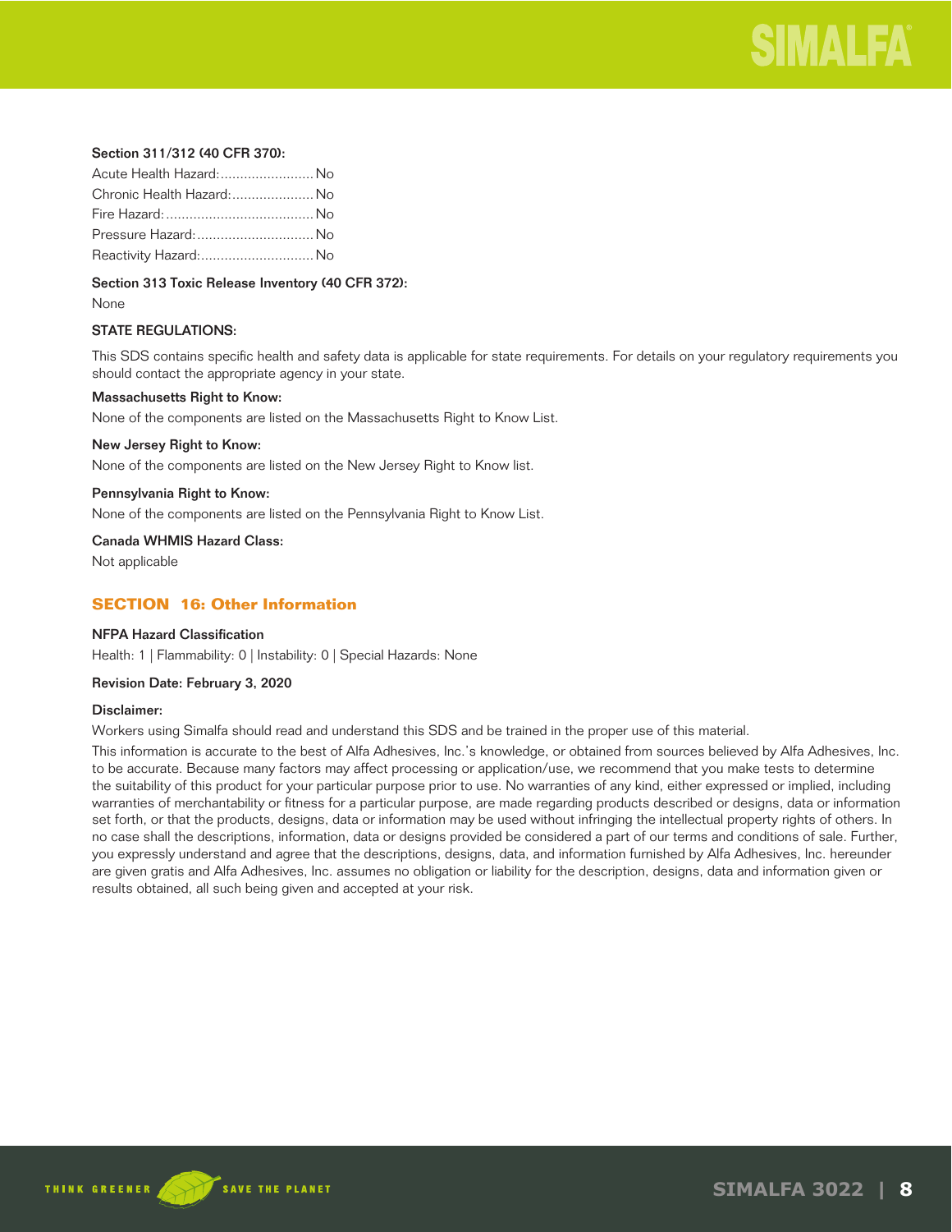**Section 311/312 (40 CFR 370):**

Acute Health Hazard:........................No
Chronic Health Hazard:.....................No
Fire Hazard:......................................No
Pressure Hazard:..............................No
Reactivity Hazard:.............................No

**Section 313 Toxic Release Inventory (40 CFR 372):**

None

**STATE REGULATIONS:**

This SDS contains specific health and safety data is applicable for state requirements. For details on your regulatory requirements you should contact the appropriate agency in your state.

**Massachusetts Right to Know:**

None of the components are listed on the Massachusetts Right to Know List.

**New Jersey Right to Know:**

None of the components are listed on the New Jersey Right to Know list.

**Pennsylvania Right to Know:**

None of the components are listed on the Pennsylvania Right to Know List.

**Canada WHMIS Hazard Class:**

Not applicable

## SECTION 16: Other Information

**NFPA Hazard Classification**

Health: 1 | Flammability: 0 | Instability: 0 | Special Hazards: None

**Revision Date: February 3, 2020**

**Disclaimer:**

Workers using Simalfa should read and understand this SDS and be trained in the proper use of this material.

This information is accurate to the best of Alfa Adhesives, Inc.'s knowledge, or obtained from sources believed by Alfa Adhesives, Inc. to be accurate. Because many factors may affect processing or application/use, we recommend that you make tests to determine the suitability of this product for your particular purpose prior to use. No warranties of any kind, either expressed or implied, including warranties of merchantability or fitness for a particular purpose, are made regarding products described or designs, data or information set forth, or that the products, designs, data or information may be used without infringing the intellectual property rights of others. In no case shall the descriptions, information, data or designs provided be considered a part of our terms and conditions of sale. Further, you expressly understand and agree that the descriptions, designs, data, and information furnished by Alfa Adhesives, Inc. hereunder are given gratis and Alfa Adhesives, Inc. assumes no obligation or liability for the description, designs, data and information given or results obtained, all such being given and accepted at your risk.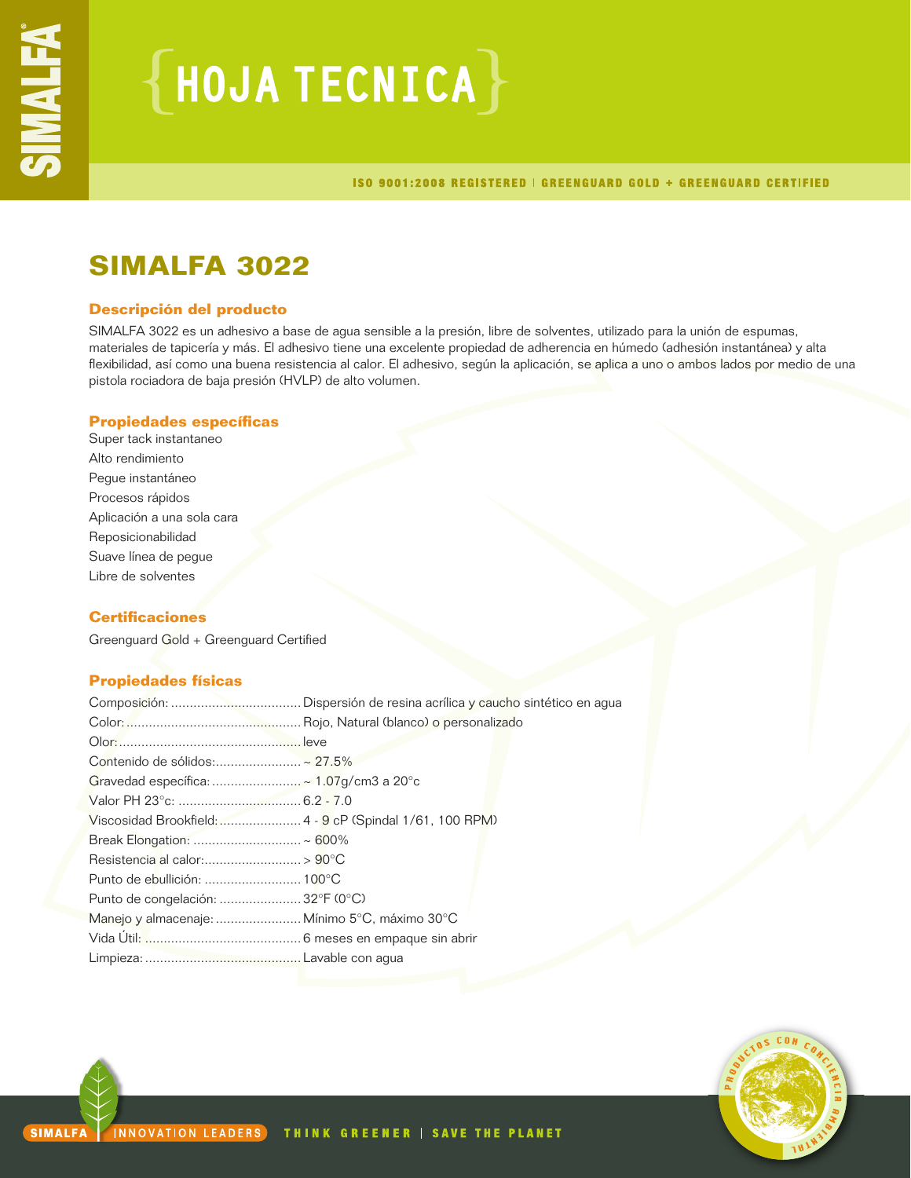# {HOJA TECNICA}

ISO 9001:2008 REGISTERED | GREENGUARD GOLD + GREENGUARD CERTIFIED

## SIMALFA 3022

### Descripción del producto

SIMALFA 3022 es un adhesivo a base de agua sensible a la presión, libre de solventes, utilizado para la unión de espumas, materiales de tapicería y más. El adhesivo tiene una excelente propiedad de adherencia en húmedo (adhesión instantánea) y alta flexibilidad, así como una buena resistencia al calor. El adhesivo, según la aplicación, se aplica a uno o ambos lados por medio de una pistola rociadora de baja presión (HVLP) de alto volumen.

### Propiedades específicas

Super tack instantaneo
Alto rendimiento
Pegue instantáneo
Procesos rápidos
Aplicación a una sola cara
Reposicionabilidad
Suave línea de pegue
Libre de solventes

### Certificaciones

Greenguard Gold + Greenguard Certified

### Propiedades físicas

| | |
|---|---|
| Composición: | Dispersión de resina acrílica y caucho sintético en agua |
| Color: | Rojo, Natural (blanco) o personalizado |
| Olor: | leve |
| Contenido de sólidos: | ~ 27.5% |
| Gravedad específica: | ~ 1.07g/cm3 a 20°c |
| Valor PH 23°c: | 6.2 - 7.0 |
| Viscosidad Brookfield: | 4 - 9 cP (Spindal 1/61, 100 RPM) |
| Break Elongation: | ~ 600% |
| Resistencia al calor: | > 90°C |
| Punto de ebullición: | 100°C |
| Punto de congelación: | 32°F (0°C) |
| Manejo y almacenaje: | Mínimo 5°C, máximo 30°C |
| Vida Útil: | 6 meses en empaque sin abrir |
| Limpieza: | Lavable con agua |

SIMALFA | INNOVATION LEADERS THINK GREENER | SAVE THE PLANET

PRODUCTOS CON CONCIENCIA AMBIENTAL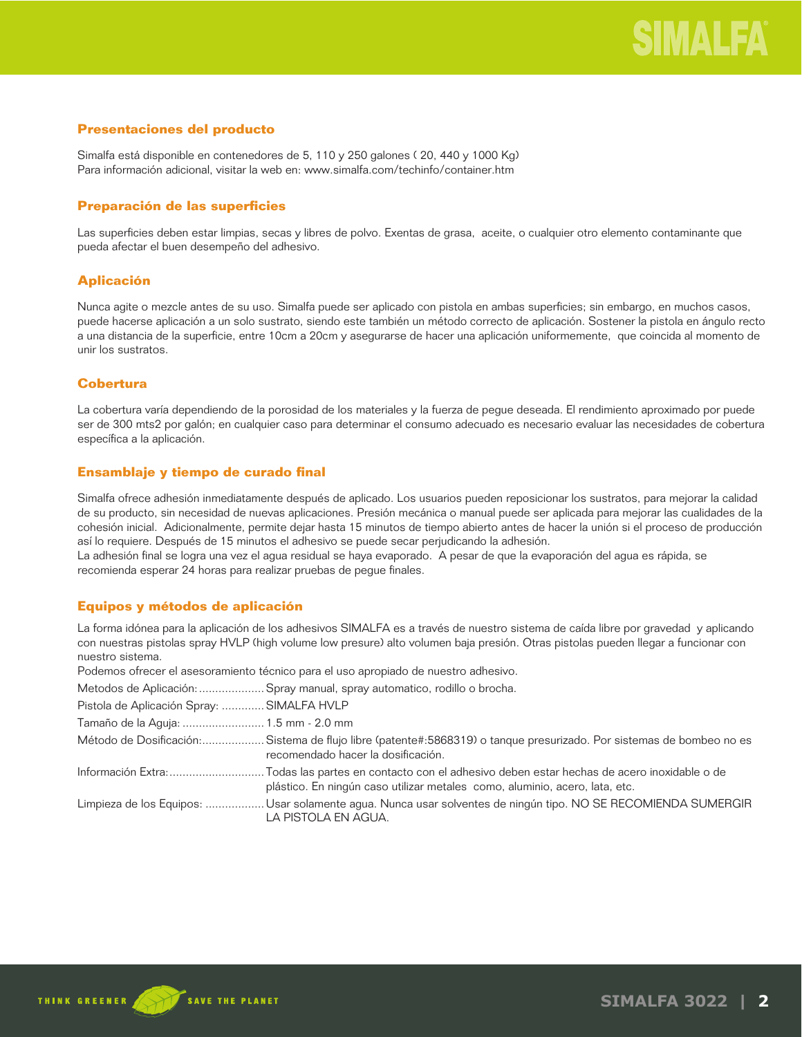## Presentaciones del producto

Simalfa está disponible en contenedores de 5, 110 y 250 galones ( 20, 440 y 1000 Kg)
Para información adicional, visitar la web en: www.simalfa.com/techinfo/container.htm

## Preparación de las superficies

Las superficies deben estar limpias, secas y libres de polvo. Exentas de grasa, aceite, o cualquier otro elemento contaminante que pueda afectar el buen desempeño del adhesivo.

## Aplicación

Nunca agite o mezcle antes de su uso. Simalfa puede ser aplicado con pistola en ambas superficies; sin embargo, en muchos casos, puede hacerse aplicación a un solo sustrato, siendo este también un método correcto de aplicación. Sostener la pistola en ángulo recto a una distancia de la superficie, entre 10cm a 20cm y asegurarse de hacer una aplicación uniformemente, que coincida al momento de unir los sustratos.

## Cobertura

La cobertura varía dependiendo de la porosidad de los materiales y la fuerza de pegue deseada. El rendimiento aproximado por puede ser de 300 mts2 por galón; en cualquier caso para determinar el consumo adecuado es necesario evaluar las necesidades de cobertura específica a la aplicación.

## Ensamblaje y tiempo de curado final

Simalfa ofrece adhesión inmediatamente después de aplicado. Los usuarios pueden reposicionar los sustratos, para mejorar la calidad de su producto, sin necesidad de nuevas aplicaciones. Presión mecánica o manual puede ser aplicada para mejorar las cualidades de la cohesión inicial. Adicionalmente, permite dejar hasta 15 minutos de tiempo abierto antes de hacer la unión si el proceso de producción así lo requiere. Después de 15 minutos el adhesivo se puede secar perjudicando la adhesión.
La adhesión final se logra una vez el agua residual se haya evaporado. A pesar de que la evaporación del agua es rápida, se recomienda esperar 24 horas para realizar pruebas de pegue finales.

## Equipos y métodos de aplicación

La forma idónea para la aplicación de los adhesivos SIMALFA es a través de nuestro sistema de caída libre por gravedad y aplicando con nuestras pistolas spray HVLP (high volume low presure) alto volumen baja presión. Otras pistolas pueden llegar a funcionar con nuestro sistema.
Podemos ofrecer el asesoramiento técnico para el uso apropiado de nuestro adhesivo.

Metodos de Aplicación:.................... Spray manual, spray automatico, rodillo o brocha.

Pistola de Aplicación Spray: ............. SIMALFA HVLP

Tamaño de la Aguja: ......................... 1.5 mm - 2.0 mm

Método de Dosificación:.................... Sistema de flujo libre (patente#:5868319) o tanque presurizado. Por sistemas de bombeo no es recomendado hacer la dosificación.

Información Extra:............................ Todas las partes en contacto con el adhesivo deben estar hechas de acero inoxidable o de plástico. En ningún caso utilizar metales como, aluminio, acero, lata, etc.

Limpieza de los Equipos: .................. Usar solamente agua. Nunca usar solventes de ningún tipo. NO SE RECOMIENDA SUMERGIR LA PISTOLA EN AGUA.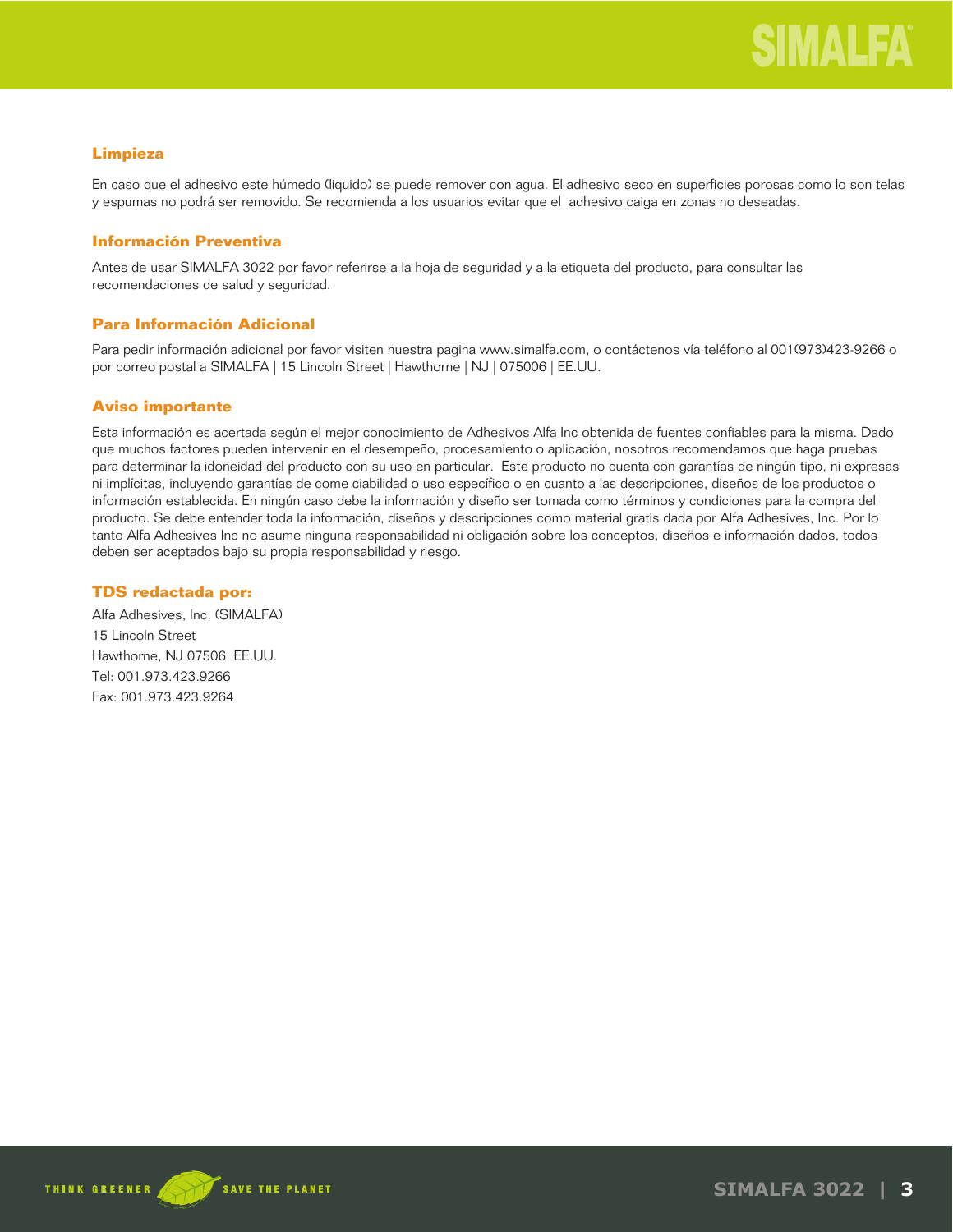## Limpieza

En caso que el adhesivo este húmedo (liquido) se puede remover con agua. El adhesivo seco en superficies porosas como lo son telas y espumas no podrá ser removido. Se recomienda a los usuarios evitar que el  adhesivo caiga en zonas no deseadas.

## Información Preventiva

Antes de usar SIMALFA 3022 por favor referirse a la hoja de seguridad y a la etiqueta del producto, para consultar las recomendaciones de salud y seguridad.

## Para Información Adicional

Para pedir información adicional por favor visiten nuestra pagina www.simalfa.com, o contáctenos vía teléfono al 001(973)423-9266 o por correo postal a SIMALFA | 15 Lincoln Street | Hawthorne | NJ | 075006 | EE.UU.

## Aviso importante

Esta información es acertada según el mejor conocimiento de Adhesivos Alfa Inc obtenida de fuentes confiables para la misma. Dado que muchos factores pueden intervenir en el desempeño, procesamiento o aplicación, nosotros recomendamos que haga pruebas para determinar la idoneidad del producto con su uso en particular.  Este producto no cuenta con garantías de ningún tipo, ni expresas ni implícitas, incluyendo garantías de come ciabilidad o uso específico o en cuanto a las descripciones, diseños de los productos o información establecida. En ningún caso debe la información y diseño ser tomada como términos y condiciones para la compra del producto. Se debe entender toda la información, diseños y descripciones como material gratis dada por Alfa Adhesives, Inc. Por lo tanto Alfa Adhesives Inc no asume ninguna responsabilidad ni obligación sobre los conceptos, diseños e información dados, todos deben ser aceptados bajo su propia responsabilidad y riesgo.

## TDS redactada por:

Alfa Adhesives, Inc. (SIMALFA)
15 Lincoln Street
Hawthorne, NJ 07506  EE.UU.
Tel: 001.973.423.9266
Fax: 001.973.423.9264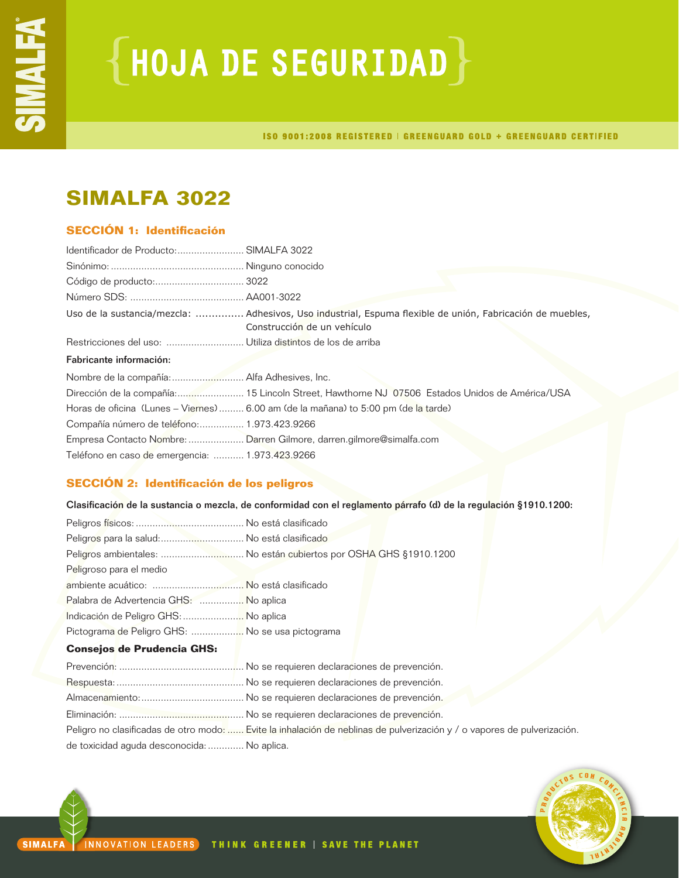# HOJA DE SEGURIDAD

ISO 9001:2008 REGISTERED | GREENGUARD GOLD + GREENGUARD CERTIFIED

## SIMALFA 3022

### SECCIÓN 1: Identificación

Identificador de Producto:........................ SIMALFA 3022
Sinónimo: ................................................ Ninguno conocido
Código de producto:................................ 3022
Número SDS: ......................................... AA001-3022
Uso de la sustancia/mezcla: .............. Adhesivos, Uso industrial, Espuma flexible de unión, Fabricación de muebles, Construcción de un vehículo
Restricciones del uso: ............................ Utiliza distintos de los de arriba

**Fabricante información:**

Nombre de la compañía:.......................... Alfa Adhesives, Inc.
Dirección de la compañía:........................ 15 Lincoln Street, Hawthorne NJ 07506 Estados Unidos de América/USA
Horas de oficina (Lunes – Viernes)......... 6.00 am (de la mañana) to 5:00 pm (de la tarde)
Compañía número de teléfono:................ 1.973.423.9266
Empresa Contacto Nombre: .................... Darren Gilmore, darren.gilmore@simalfa.com
Teléfono en caso de emergencia: ........... 1.973.423.9266

### SECCIÓN 2: Identificación de los peligros

**Clasificación de la sustancia o mezcla, de conformidad con el reglamento párrafo (d) de la regulación §1910.1200:**

Peligros físicos: ....................................... No está clasificado
Peligros para la salud:.............................. No está clasificado
Peligros ambientales: .............................. No están cubiertos por OSHA GHS §1910.1200
Peligroso para el medio ambiente acuático: ................................ No está clasificado
Palabra de Advertencia GHS: ................ No aplica
Indicación de Peligro GHS:...................... No aplica
Pictograma de Peligro GHS: ................... No se usa pictograma

**Consejos de Prudencia GHS:**

Prevención: ............................................. No se requieren declaraciones de prevención.
Respuesta: .............................................. No se requieren declaraciones de prevención.
Almacenamiento:..................................... No se requieren declaraciones de prevención.
Eliminación: ............................................ No se requieren declaraciones de prevención.
Peligro no clasificadas de otro modo: ...... Evite la inhalación de neblinas de pulverización y / o vapores de pulverización.
de toxicidad aguda desconocida: ............. No aplica.

SIMALFA | INNOVATION LEADERS THINK GREENER | SAVE THE PLANET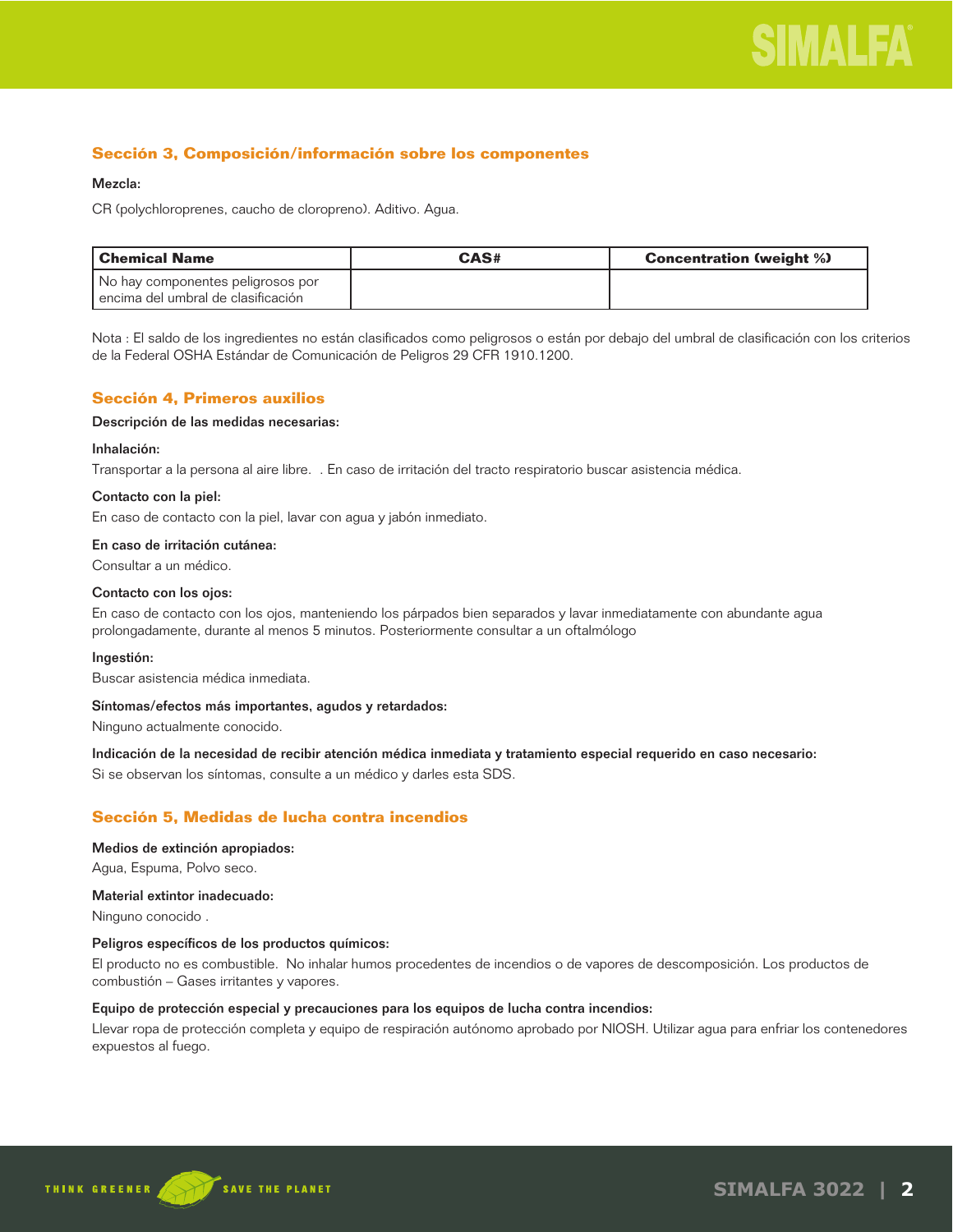## Sección 3, Composición/información sobre los componentes

**Mezcla:**

CR (polychloroprenes, caucho de cloropreno). Aditivo. Agua.

| Chemical Name | CAS# | Concentration (weight %) |
|---|---|---|
| No hay componentes peligrosos por encima del umbral de clasificación | | |

Nota : El saldo de los ingredientes no están clasificados como peligrosos o están por debajo del umbral de clasificación con los criterios de la Federal OSHA Estándar de Comunicación de Peligros 29 CFR 1910.1200.

## Sección 4, Primeros auxilios

**Descripción de las medidas necesarias:**

**Inhalación:**

Transportar a la persona al aire libre. . En caso de irritación del tracto respiratorio buscar asistencia médica.

**Contacto con la piel:**

En caso de contacto con la piel, lavar con agua y jabón inmediato.

**En caso de irritación cutánea:**

Consultar a un médico.

**Contacto con los ojos:**

En caso de contacto con los ojos, manteniendo los párpados bien separados y lavar inmediatamente con abundante agua prolongadamente, durante al menos 5 minutos. Posteriormente consultar a un oftalmólogo

**Ingestión:**

Buscar asistencia médica inmediata.

**Síntomas/efectos más importantes, agudos y retardados:**

Ninguno actualmente conocido.

**Indicación de la necesidad de recibir atención médica inmediata y tratamiento especial requerido en caso necesario:**

Si se observan los síntomas, consulte a un médico y darles esta SDS.

## Sección 5, Medidas de lucha contra incendios

**Medios de extinción apropiados:**

Agua, Espuma, Polvo seco.

**Material extintor inadecuado:**

Ninguno conocido .

**Peligros específicos de los productos químicos:**

El producto no es combustible. No inhalar humos procedentes de incendios o de vapores de descomposición. Los productos de combustión – Gases irritantes y vapores.

**Equipo de protección especial y precauciones para los equipos de lucha contra incendios:**

Llevar ropa de protección completa y equipo de respiración autónomo aprobado por NIOSH. Utilizar agua para enfriar los contenedores expuestos al fuego.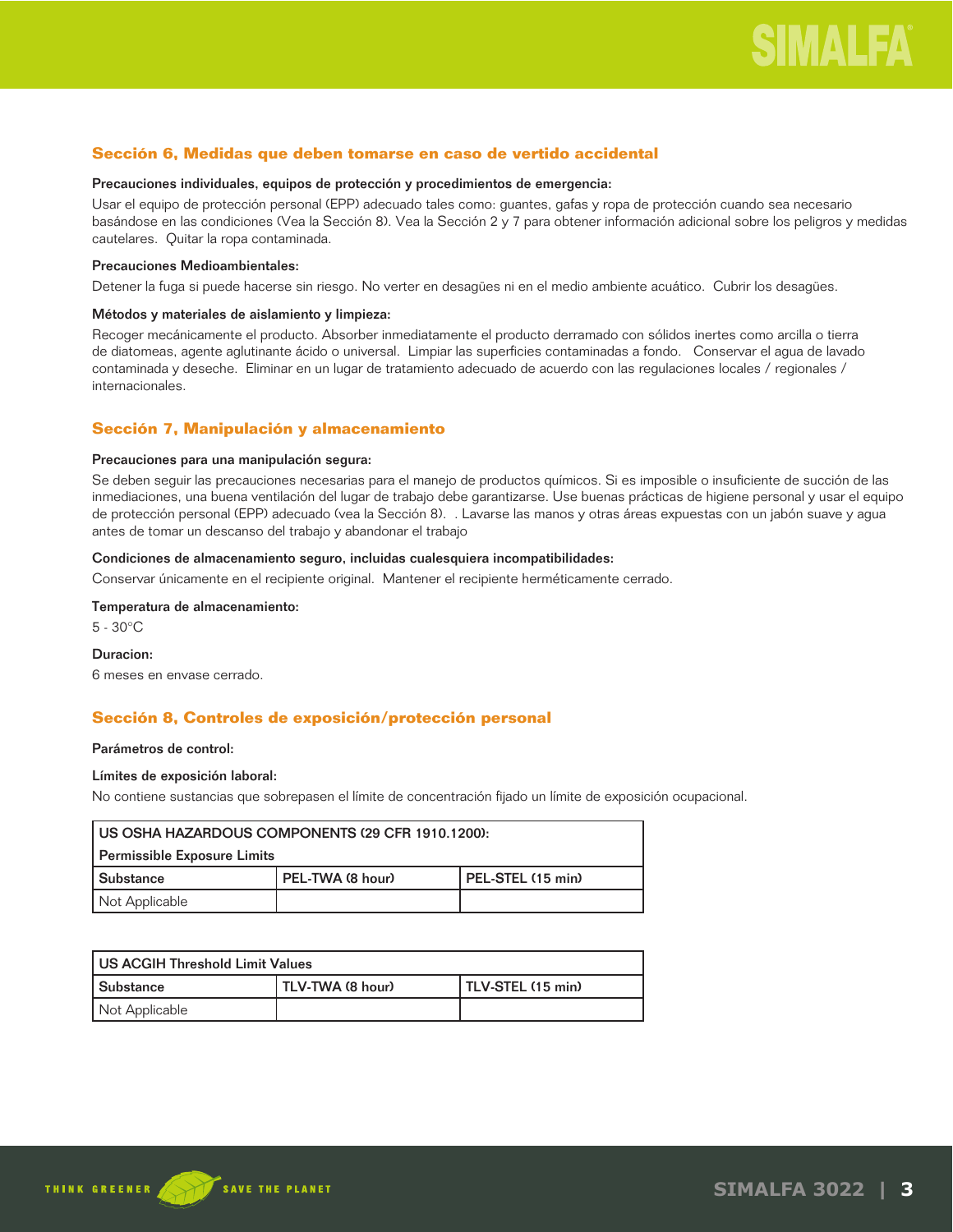## Sección 6, Medidas que deben tomarse en caso de vertido accidental

**Precauciones individuales, equipos de protección y procedimientos de emergencia:**

Usar el equipo de protección personal (EPP) adecuado tales como: guantes, gafas y ropa de protección cuando sea necesario basándose en las condiciones (Vea la Sección 8). Vea la Sección 2 y 7 para obtener información adicional sobre los peligros y medidas cautelares. Quitar la ropa contaminada.

**Precauciones Medioambientales:**

Detener la fuga si puede hacerse sin riesgo. No verter en desagües ni en el medio ambiente acuático. Cubrir los desagües.

**Métodos y materiales de aislamiento y limpieza:**

Recoger mecánicamente el producto. Absorber inmediatamente el producto derramado con sólidos inertes como arcilla o tierra de diatomeas, agente aglutinante ácido o universal. Limpiar las superficies contaminadas a fondo. Conservar el agua de lavado contaminada y deseche. Eliminar en un lugar de tratamiento adecuado de acuerdo con las regulaciones locales / regionales / internacionales.

## Sección 7, Manipulación y almacenamiento

**Precauciones para una manipulación segura:**

Se deben seguir las precauciones necesarias para el manejo de productos químicos. Si es imposible o insuficiente de succión de las inmediaciones, una buena ventilación del lugar de trabajo debe garantizarse. Use buenas prácticas de higiene personal y usar el equipo de protección personal (EPP) adecuado (vea la Sección 8). . Lavarse las manos y otras áreas expuestas con un jabón suave y agua antes de tomar un descanso del trabajo y abandonar el trabajo

**Condiciones de almacenamiento seguro, incluidas cualesquiera incompatibilidades:**

Conservar únicamente en el recipiente original. Mantener el recipiente herméticamente cerrado.

**Temperatura de almacenamiento:**

5 - 30°C

**Duracion:**

6 meses en envase cerrado.

## Sección 8, Controles de exposición/protección personal

**Parámetros de control:**

**Límites de exposición laboral:**

No contiene sustancias que sobrepasen el límite de concentración fijado un límite de exposición ocupacional.

| US OSHA HAZARDOUS COMPONENTS (29 CFR 1910.1200): Permissible Exposure Limits | | |
|---|---|---|
| Substance | PEL-TWA (8 hour) | PEL-STEL (15 min) |
| Not Applicable | | |

| US ACGIH Threshold Limit Values | | |
|---|---|---|
| Substance | TLV-TWA (8 hour) | TLV-STEL (15 min) |
| Not Applicable | | |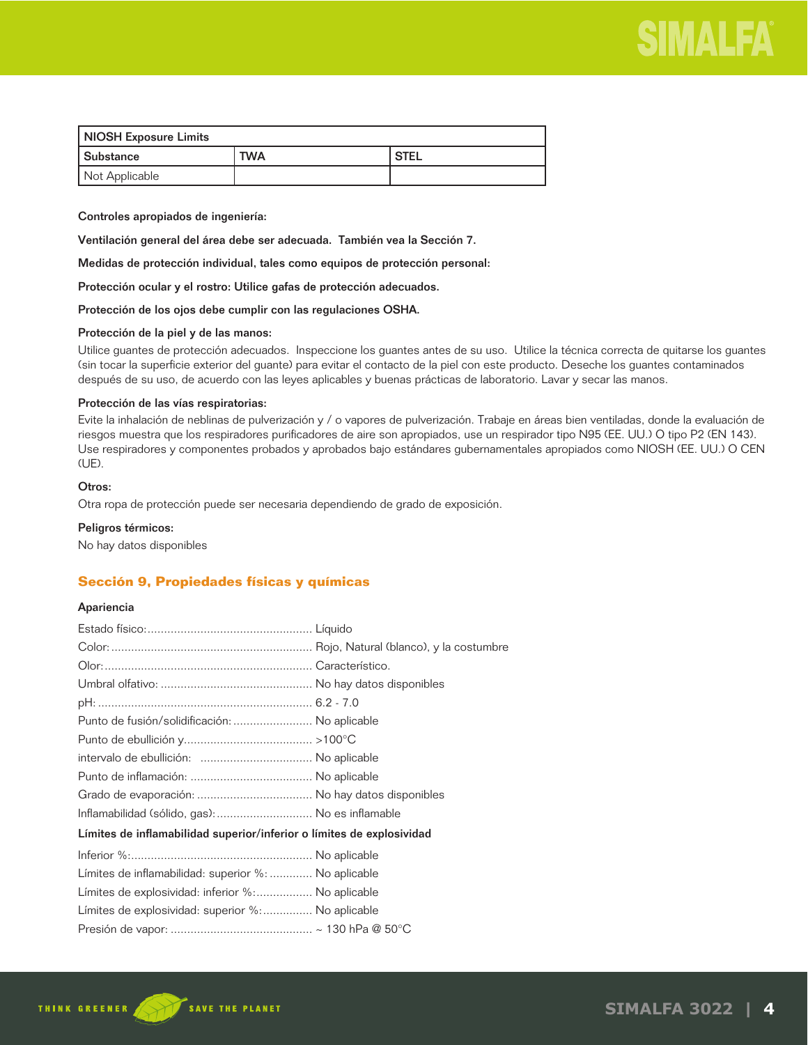| NIOSH Exposure Limits | | |
|---|---|---|
| Substance | TWA | STEL |
| Not Applicable | | |

**Controles apropiados de ingeniería:**

**Ventilación general del área debe ser adecuada. También vea la Sección 7.**

**Medidas de protección individual, tales como equipos de protección personal:**

**Protección ocular y el rostro: Utilice gafas de protección adecuados.**

**Protección de los ojos debe cumplir con las regulaciones OSHA.**

**Protección de la piel y de las manos:**

Utilice guantes de protección adecuados. Inspeccione los guantes antes de su uso. Utilice la técnica correcta de quitarse los guantes (sin tocar la superficie exterior del guante) para evitar el contacto de la piel con este producto. Deseche los guantes contaminados después de su uso, de acuerdo con las leyes aplicables y buenas prácticas de laboratorio. Lavar y secar las manos.

**Protección de las vías respiratorias:**

Evite la inhalación de neblinas de pulverización y / o vapores de pulverización. Trabaje en áreas bien ventiladas, donde la evaluación de riesgos muestra que los respiradores purificadores de aire son apropiados, use un respirador tipo N95 (EE. UU.) O tipo P2 (EN 143). Use respiradores y componentes probados y aprobados bajo estándares gubernamentales apropiados como NIOSH (EE. UU.) O CEN (UE).

**Otros:**

Otra ropa de protección puede ser necesaria dependiendo de grado de exposición.

**Peligros térmicos:**

No hay datos disponibles

## Sección 9, Propiedades físicas y químicas

**Apariencia**

Estado físico:.................................................. Líquido
Color:............................................................. Rojo, Natural (blanco), y la costumbre
Olor:............................................................... Característico.
Umbral olfativo: .............................................. No hay datos disponibles
pH:................................................................. 6.2 - 7.0
Punto de fusión/solidificación: ........................ No aplicable
Punto de ebullición y....................................... >100°C
intervalo de ebullición: ................................. No aplicable
Punto de inflamación: ..................................... No aplicable
Grado de evaporación: ................................... No hay datos disponibles
Inflamabilidad (sólido, gas):............................. No es inflamable

**Límites de inflamabilidad superior/inferior o límites de explosividad**

Inferior %:....................................................... No aplicable
Límites de inflamabilidad: superior %: ............ No aplicable
Límites de explosividad: inferior %:................. No aplicable
Límites de explosividad: superior %:............... No aplicable
Presión de vapor: ........................................... ~ 130 hPa @ 50°C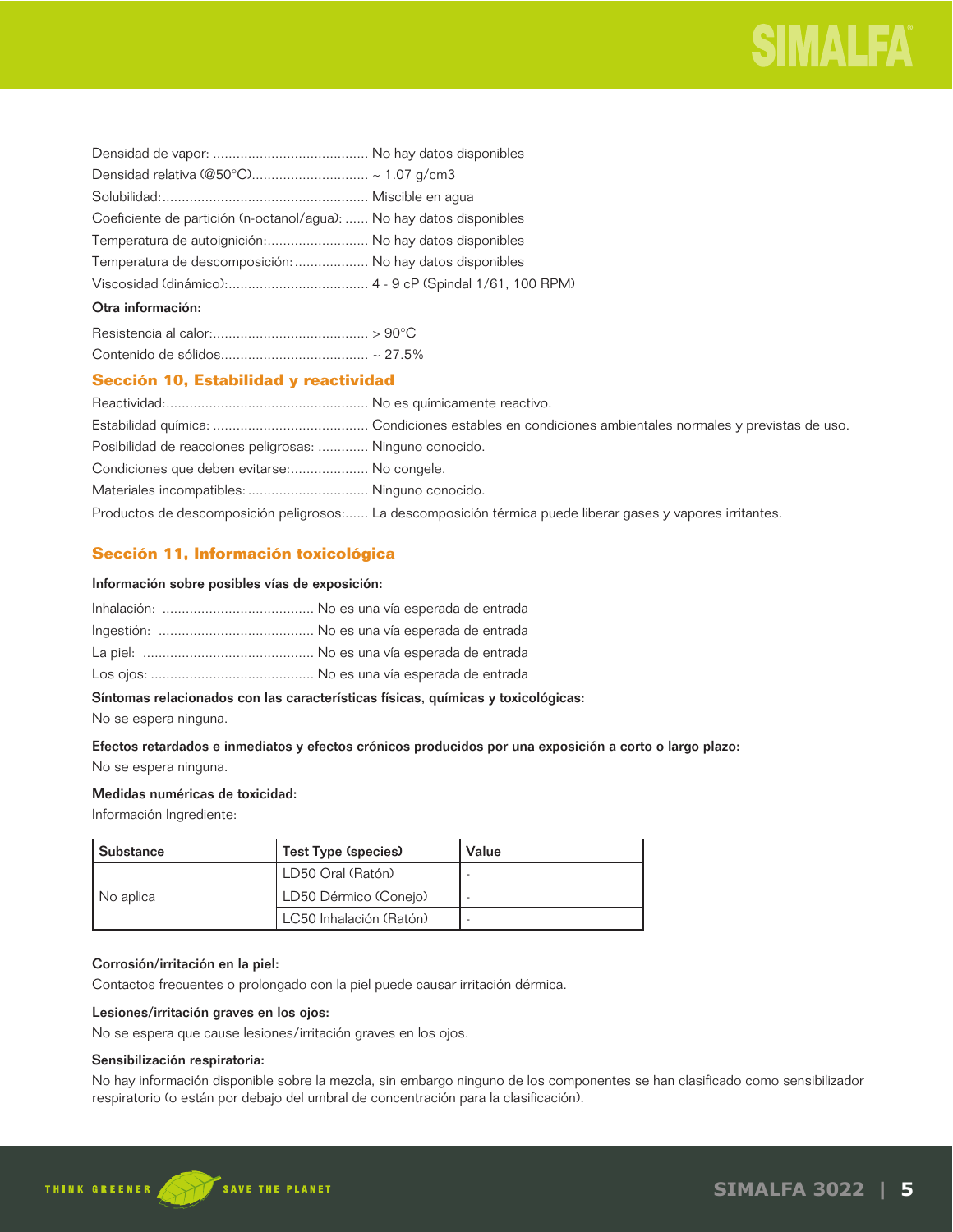Densidad de vapor: ........................................ No hay datos disponibles

Densidad relativa (@50°C).............................. ~ 1.07 g/cm3

Solubilidad:.................................................... Miscible en agua

Coeficiente de partición (n-octanol/agua): ...... No hay datos disponibles

Temperatura de autoignición:.......................... No hay datos disponibles

Temperatura de descomposición:.................. No hay datos disponibles

Viscosidad (dinámico):.................................... 4 - 9 cP (Spindal 1/61, 100 RPM)

**Otra información:**

Resistencia al calor:........................................ > 90°C

Contenido de sólidos...................................... ~ 27.5%

## Sección 10, Estabilidad y reactividad

Reactividad:.................................................... No es químicamente reactivo.

Estabilidad química: ........................................ Condiciones estables en condiciones ambientales normales y previstas de uso.

Posibilidad de reacciones peligrosas: ............. Ninguno conocido.

Condiciones que deben evitarse:.................... No congele.

Materiales incompatibles: ............................... Ninguno conocido.

Productos de descomposición peligrosos:...... La descomposición térmica puede liberar gases y vapores irritantes.

## Sección 11, Información toxicológica

**Información sobre posibles vías de exposición:**

Inhalación: ....................................... No es una vía esperada de entrada

Ingestión: ........................................ No es una vía esperada de entrada

La piel: ............................................ No es una vía esperada de entrada

Los ojos: .......................................... No es una vía esperada de entrada

**Síntomas relacionados con las características físicas, químicas y toxicológicas:**

No se espera ninguna.

**Efectos retardados e inmediatos y efectos crónicos producidos por una exposición a corto o largo plazo:**

No se espera ninguna.

**Medidas numéricas de toxicidad:**

Información Ingrediente:

| Substance | Test Type (species) | Value |
|---|---|---|
| No aplica | LD50 Oral (Ratón) | - |
| | LD50 Dérmico (Conejo) | - |
| | LC50 Inhalación (Ratón) | - |

**Corrosión/irritación en la piel:**

Contactos frecuentes o prolongado con la piel puede causar irritación dérmica.

**Lesiones/irritación graves en los ojos:**

No se espera que cause lesiones/irritación graves en los ojos.

**Sensibilización respiratoria:**

No hay información disponible sobre la mezcla, sin embargo ninguno de los componentes se han clasificado como sensibilizador respiratorio (o están por debajo del umbral de concentración para la clasificación).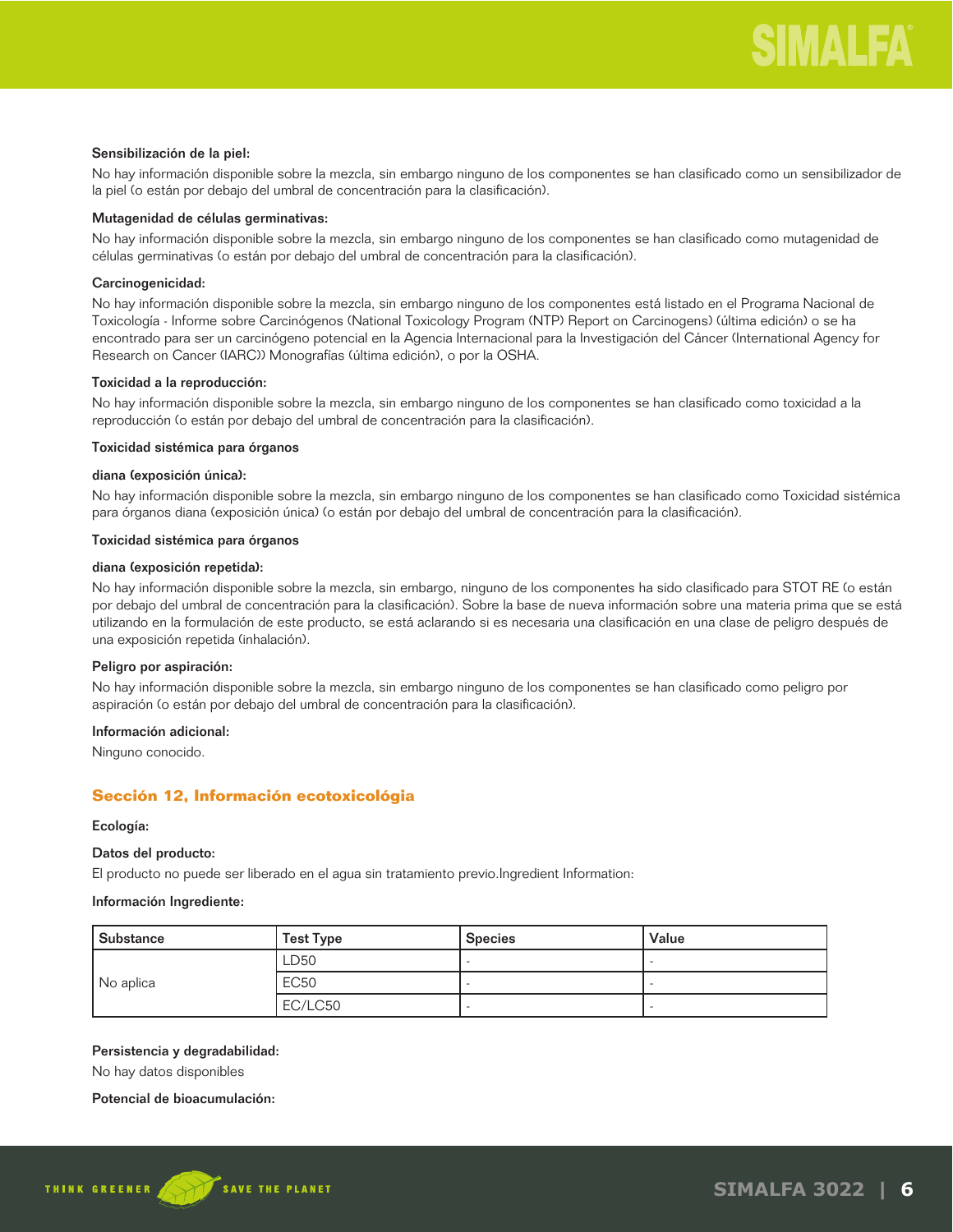**Sensibilización de la piel:**

No hay información disponible sobre la mezcla, sin embargo ninguno de los componentes se han clasificado como un sensibilizador de la piel (o están por debajo del umbral de concentración para la clasificación).

**Mutagenidad de células germinativas:**

No hay información disponible sobre la mezcla, sin embargo ninguno de los componentes se han clasificado como mutagenidad de células germinativas (o están por debajo del umbral de concentración para la clasificación).

**Carcinogenicidad:**

No hay información disponible sobre la mezcla, sin embargo ninguno de los componentes está listado en el Programa Nacional de Toxicología - Informe sobre Carcinógenos (National Toxicology Program (NTP) Report on Carcinogens) (última edición) o se ha encontrado para ser un carcinógeno potencial en la Agencia Internacional para la Investigación del Cáncer (International Agency for Research on Cancer (IARC)) Monografías (última edición), o por la OSHA.

**Toxicidad a la reproducción:**

No hay información disponible sobre la mezcla, sin embargo ninguno de los componentes se han clasificado como toxicidad a la reproducción (o están por debajo del umbral de concentración para la clasificación).

**Toxicidad sistémica para órganos**

**diana (exposición única):**

No hay información disponible sobre la mezcla, sin embargo ninguno de los componentes se han clasificado como Toxicidad sistémica para órganos diana (exposición única) (o están por debajo del umbral de concentración para la clasificación).

**Toxicidad sistémica para órganos**

**diana (exposición repetida):**

No hay información disponible sobre la mezcla, sin embargo, ninguno de los componentes ha sido clasificado para STOT RE (o están por debajo del umbral de concentración para la clasificación). Sobre la base de nueva información sobre una materia prima que se está utilizando en la formulación de este producto, se está aclarando si es necesaria una clasificación en una clase de peligro después de una exposición repetida (inhalación).

**Peligro por aspiración:**

No hay información disponible sobre la mezcla, sin embargo ninguno de los componentes se han clasificado como peligro por aspiración (o están por debajo del umbral de concentración para la clasificación).

**Información adicional:**

Ninguno conocido.

## Sección 12, Información ecotoxicológia

**Ecología:**

**Datos del producto:**

El producto no puede ser liberado en el agua sin tratamiento previo.Ingredient Information:

**Información Ingrediente:**

| Substance | Test Type | Species | Value |
|---|---|---|---|
| No aplica | LD50 | - | - |
| | EC50 | - | - |
| | EC/LC50 | - | - |

**Persistencia y degradabilidad:**

No hay datos disponibles

**Potencial de bioacumulación:**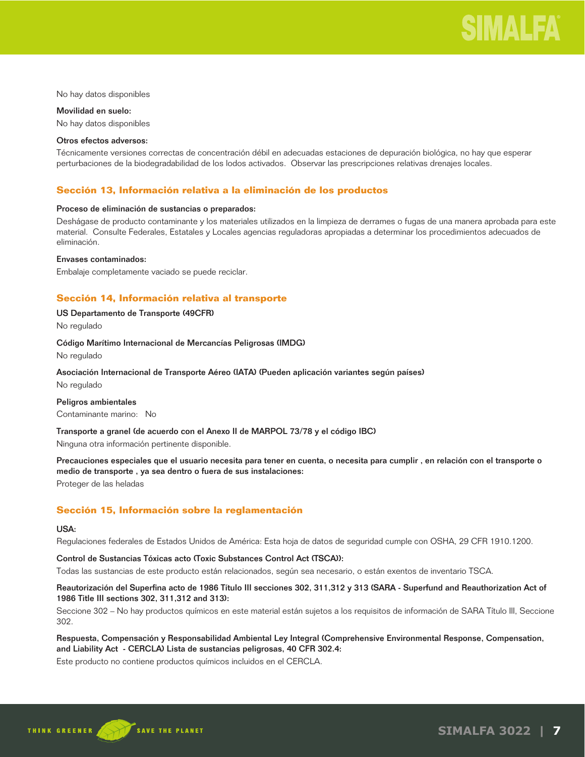No hay datos disponibles

**Movilidad en suelo:**

No hay datos disponibles

**Otros efectos adversos:**

Técnicamente versiones correctas de concentración débil en adecuadas estaciones de depuración biológica, no hay que esperar perturbaciones de la biodegradabilidad de los lodos activados. Observar las prescripciones relativas drenajes locales.

## Sección 13, Información relativa a la eliminación de los productos

**Proceso de eliminación de sustancias o preparados:**

Deshágase de producto contaminante y los materiales utilizados en la limpieza de derrames o fugas de una manera aprobada para este material. Consulte Federales, Estatales y Locales agencias reguladoras apropiadas a determinar los procedimientos adecuados de eliminación.

**Envases contaminados:**

Embalaje completamente vaciado se puede reciclar.

## Sección 14, Información relativa al transporte

**US Departamento de Transporte (49CFR)**

No regulado

**Código Marítimo Internacional de Mercancías Peligrosas (IMDG)**

No regulado

**Asociación Internacional de Transporte Aéreo (IATA) (Pueden aplicación variantes según países)**

No regulado

**Peligros ambientales**

Contaminante marino: No

**Transporte a granel (de acuerdo con el Anexo II de MARPOL 73/78 y el código IBC)**

Ninguna otra información pertinente disponible.

**Precauciones especiales que el usuario necesita para tener en cuenta, o necesita para cumplir , en relación con el transporte o medio de transporte , ya sea dentro o fuera de sus instalaciones:**

Proteger de las heladas

## Sección 15, Información sobre la reglamentación

**USA:**

Regulaciones federales de Estados Unidos de América: Esta hoja de datos de seguridad cumple con OSHA, 29 CFR 1910.1200.

**Control de Sustancias Tóxicas acto (Toxic Substances Control Act (TSCA)):**

Todas las sustancias de este producto están relacionados, según sea necesario, o están exentos de inventario TSCA.

**Reautorización del Superfina acto de 1986 Título III secciones 302, 311,312 y 313 (SARA - Superfund and Reauthorization Act of 1986 Title III sections 302, 311,312 and 313):**

Seccione 302 – No hay productos químicos en este material están sujetos a los requisitos de información de SARA Título III, Seccione 302.

**Respuesta, Compensación y Responsabilidad Ambiental Ley Integral (Comprehensive Environmental Response, Compensation, and Liability Act - CERCLA) Lista de sustancias peligrosas, 40 CFR 302.4:**

Este producto no contiene productos químicos incluidos en el CERCLA.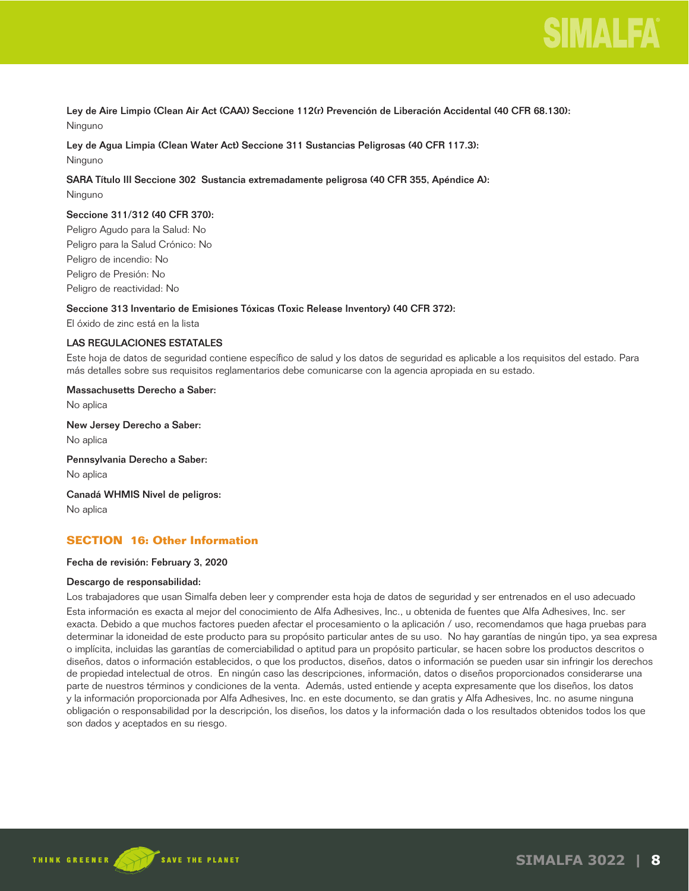**Ley de Aire Limpio (Clean Air Act (CAA)) Seccione 112(r) Prevención de Liberación Accidental (40 CFR 68.130):**

Ninguno

**Ley de Agua Limpia (Clean Water Act) Seccione 311 Sustancias Peligrosas (40 CFR 117.3):**

Ninguno

**SARA Título III Seccione 302 Sustancia extremadamente peligrosa (40 CFR 355, Apéndice A):**

Ninguno

**Seccione 311/312 (40 CFR 370):**

Peligro Agudo para la Salud: No
Peligro para la Salud Crónico: No
Peligro de incendio: No
Peligro de Presión: No
Peligro de reactividad: No

**Seccione 313 Inventario de Emisiones Tóxicas (Toxic Release Inventory) (40 CFR 372):**

El óxido de zinc está en la lista

**LAS REGULACIONES ESTATALES**

Este hoja de datos de seguridad contiene específico de salud y los datos de seguridad es aplicable a los requisitos del estado. Para más detalles sobre sus requisitos reglamentarios debe comunicarse con la agencia apropiada en su estado.

**Massachusetts Derecho a Saber:**

No aplica

**New Jersey Derecho a Saber:**

No aplica

**Pennsylvania Derecho a Saber:**

No aplica

**Canadá WHMIS Nivel de peligros:**

No aplica

## SECTION 16: Other Information

**Fecha de revisión: February 3, 2020**

**Descargo de responsabilidad:**

Los trabajadores que usan Simalfa deben leer y comprender esta hoja de datos de seguridad y ser entrenados en el uso adecuado
Esta información es exacta al mejor del conocimiento de Alfa Adhesives, Inc., u obtenida de fuentes que Alfa Adhesives, Inc. ser exacta. Debido a que muchos factores pueden afectar el procesamiento o la aplicación / uso, recomendamos que haga pruebas para determinar la idoneidad de este producto para su propósito particular antes de su uso. No hay garantías de ningún tipo, ya sea expresa o implícita, incluidas las garantías de comerciabilidad o aptitud para un propósito particular, se hacen sobre los productos descritos o diseños, datos o información establecidos, o que los productos, diseños, datos o información se pueden usar sin infringir los derechos de propiedad intelectual de otros. En ningún caso las descripciones, información, datos o diseños proporcionados considerarse una parte de nuestros términos y condiciones de la venta. Además, usted entiende y acepta expresamente que los diseños, los datos y la información proporcionada por Alfa Adhesives, Inc. en este documento, se dan gratis y Alfa Adhesives, Inc. no asume ninguna obligación o responsabilidad por la descripción, los diseños, los datos y la información dada o los resultados obtenidos todos los que son dados y aceptados en su riesgo.